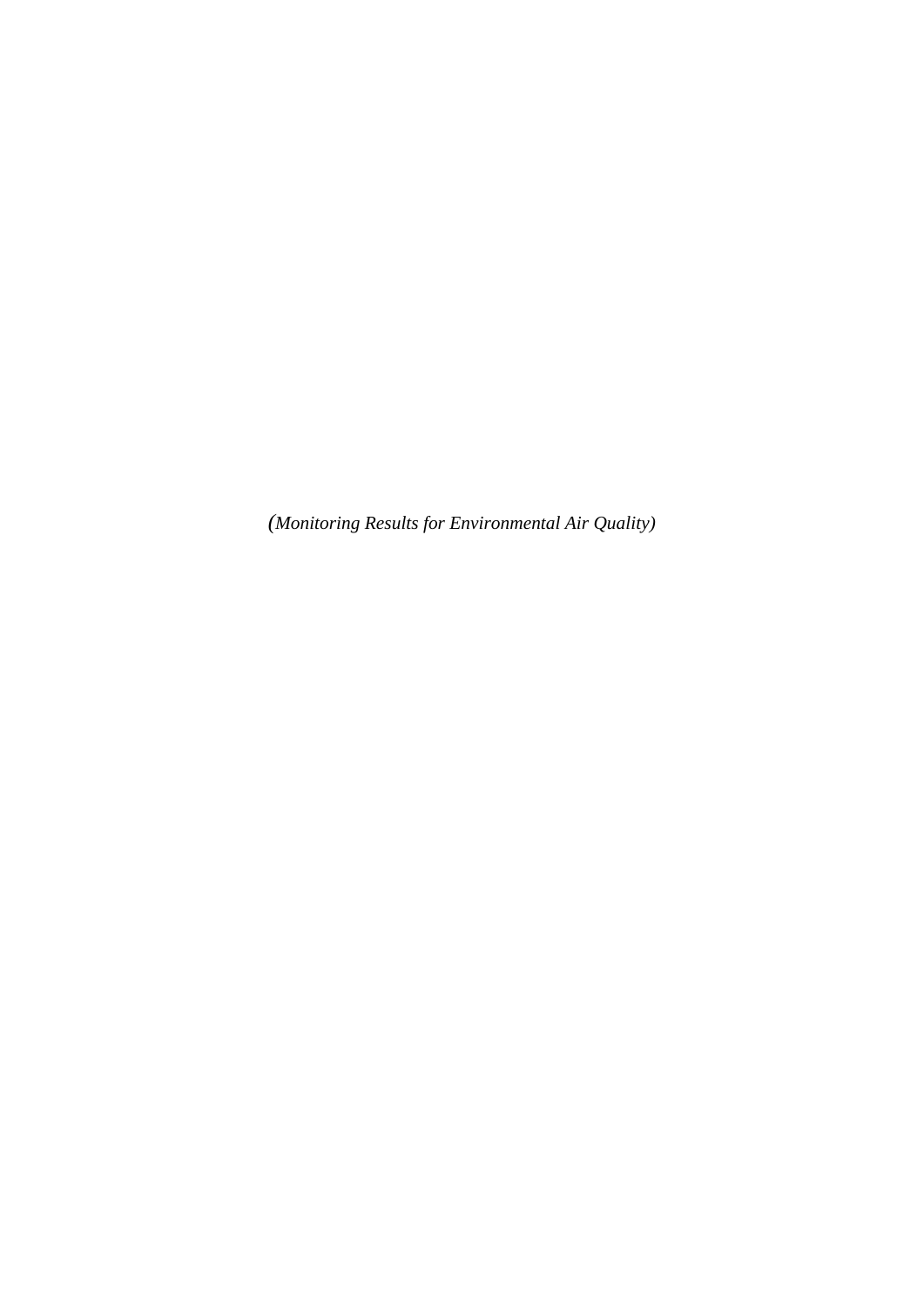*(Monitoring Results for Environmental Air Quality)*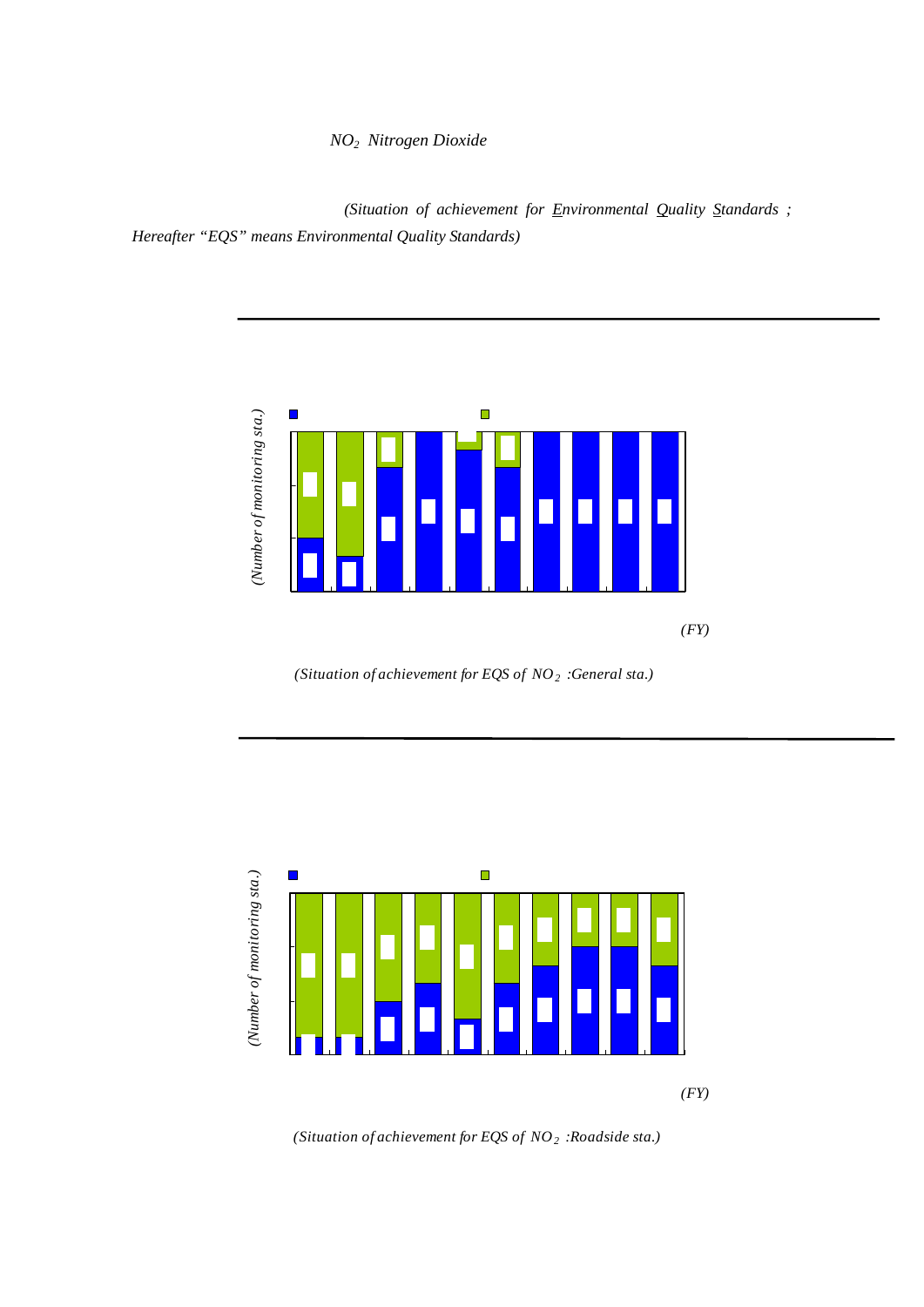*$NO_2$ Nitrogen Dioxide*

*(Situation of achievement for Environmental Quality Standards ; Hereafter "EQS" means Environmental Quality Standards)*

*(Number of monitoring sta.)*

*(FY)*

*(Situation of achievement for EQS of $NO_2$ :General sta.)*

*(Number of monitoring sta.)*

*(FY)*

*(Situation of achievement for EQS of $NO_2$ :Roadside sta.)*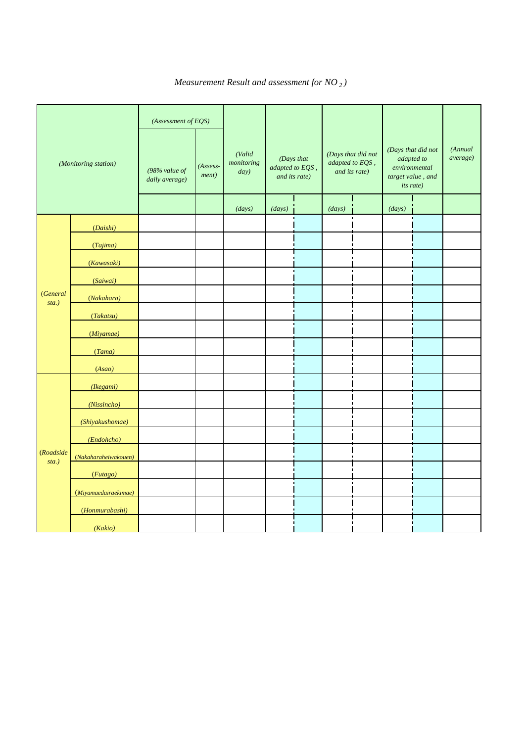# *Measurement Result and assessment for $NO_2$)*

| (Monitoring station) | | (Assessment of EQS) | | (Valid monitoring day) | (Days that adapted to EQS , and its rate) | | (Days that did not adapted to EQS , and its rate) | | (Days that did not adapted to environmental target value , and its rate) | | (Annual average) |
|---|---|---|---|---|---|---|---|---|---|---|---|
| | | (98% value of daily average) | (Assess-ment) | | | | | | | | |
| | | | | (days) | (days) | | (days) | | (days) | | |
| (General sta.) | (Daishi) | | | | | | | | | | |
| | (Tajima) | | | | | | | | | | |
| | (Kawasaki) | | | | | | | | | | |
| | (Saiwai) | | | | | | | | | | |
| | (Nakahara) | | | | | | | | | | |
| | (Takatsu) | | | | | | | | | | |
| | (Miyamae) | | | | | | | | | | |
| | (Tama) | | | | | | | | | | |
| | (Asao) | | | | | | | | | | |
| (Roadside sta.) | (Ikegami) | | | | | | | | | | |
| | (Nissincho) | | | | | | | | | | |
| | (Shiyakushomae) | | | | | | | | | | |
| | (Endohcho) | | | | | | | | | | |
| | (Nakaharaheiwakouen) | | | | | | | | | | |
| | (Futago) | | | | | | | | | | |
| | (Miyamaedairaekimae) | | | | | | | | | | |
| | (Honmurabashi) | | | | | | | | | | |
| | (Kakio) | | | | | | | | | | |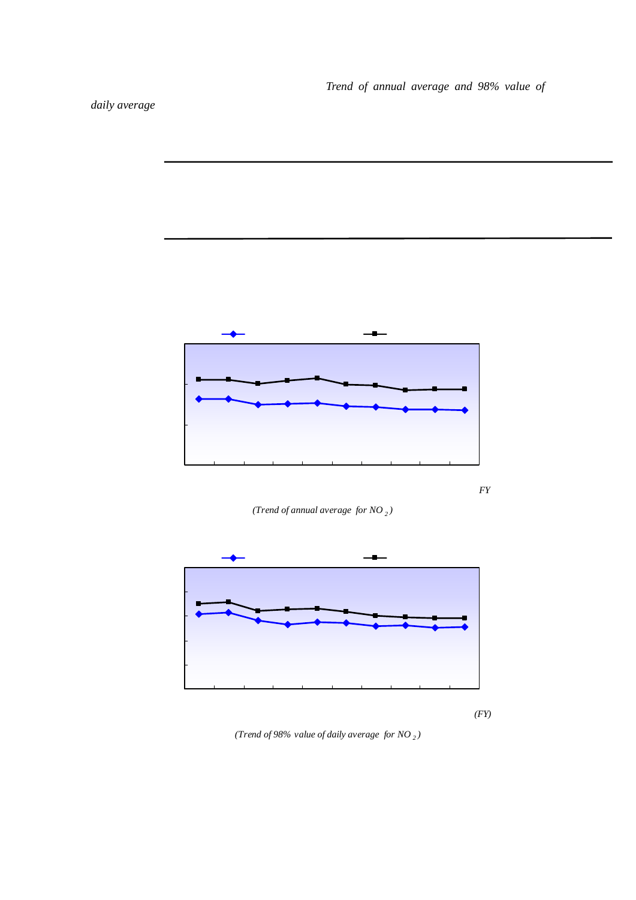*Trend of annual average and 98% value of daily average*

FY

*(Trend of annual average for $NO_2$)*

(FY)

*(Trend of 98% value of daily average for $NO_2$)*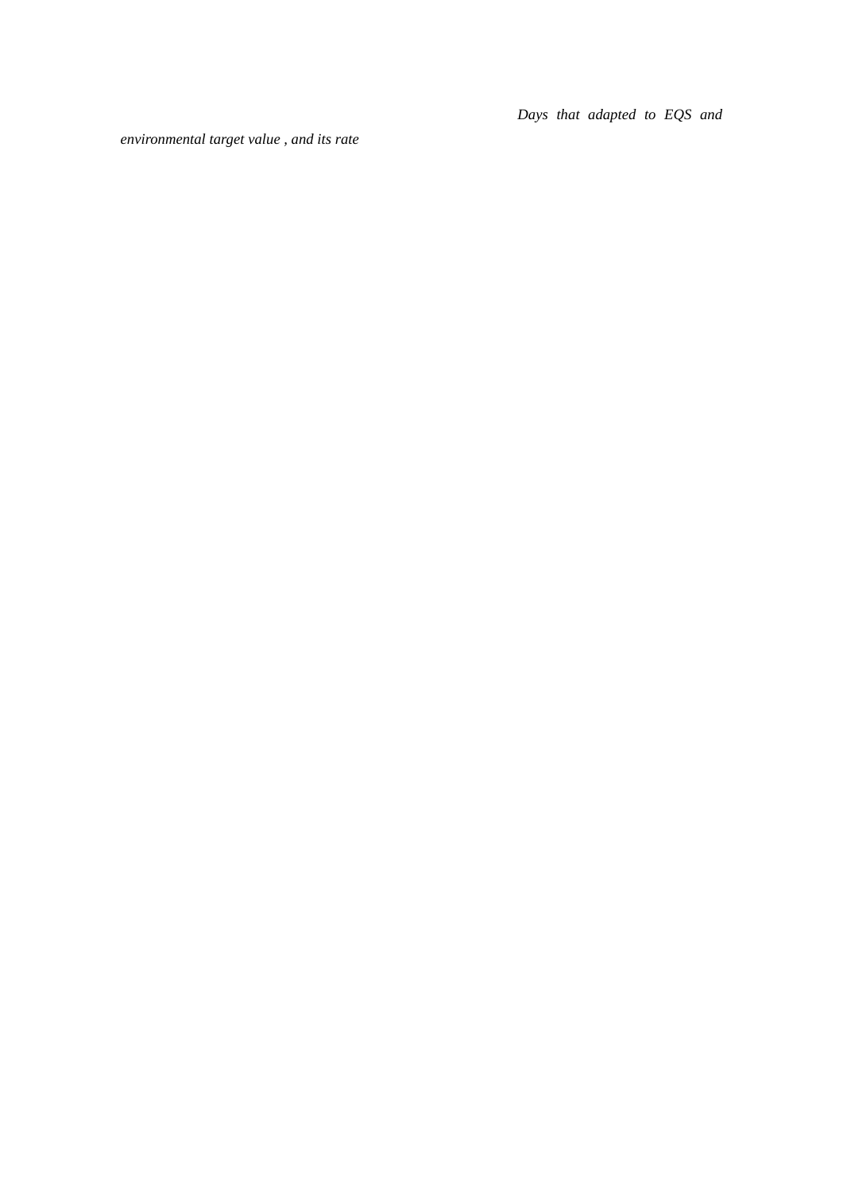*Days that adapted to EQS and environmental target value , and its rate*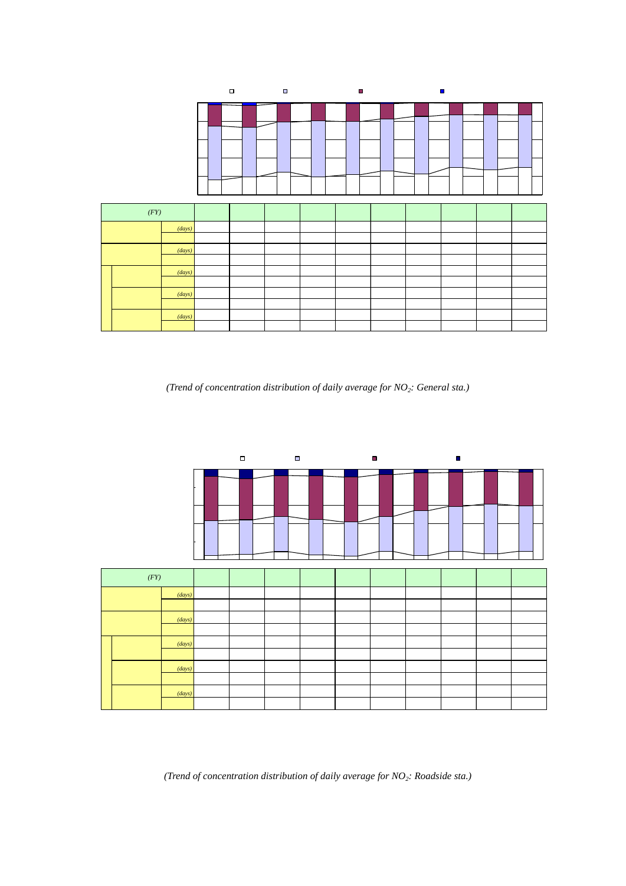| (FY) | | | | | | | | | | | |
|---|---|---|---|---|---|---|---|---|---|---|---|
| | *(days)* | | | | | | | | | | |
| | | | | | | | | | | | |
| | *(days)* | | | | | | | | | | |
| | | | | | | | | | | | |
| | *(days)* | | | | | | | | | | |
| | | | | | | | | | | | |
| | *(days)* | | | | | | | | | | |
| | | | | | | | | | | | |
| | *(days)* | | | | | | | | | | |
| | | | | | | | | | | | |

*(Trend of concentration distribution of daily average for $NO_2$: General sta.)*

| (FY) | | | | | | | | | | | |
|---|---|---|---|---|---|---|---|---|---|---|---|
| | *(days)* | | | | | | | | | | |
| | | | | | | | | | | | |
| | *(days)* | | | | | | | | | | |
| | | | | | | | | | | | |
| | *(days)* | | | | | | | | | | |
| | | | | | | | | | | | |
| | *(days)* | | | | | | | | | | |
| | | | | | | | | | | | |
| | *(days)* | | | | | | | | | | |
| | | | | | | | | | | | |

*(Trend of concentration distribution of daily average for $NO_2$: Roadside sta.)*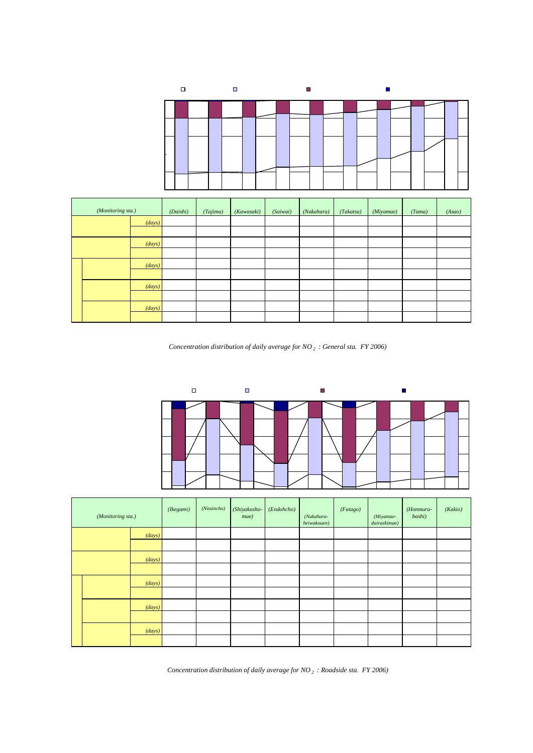| (Monitoring sta.) | | (Daishi) | (Tajima) | (Kawasaki) | (Saiwai) | (Nakahara) | (Takatsu) | (Miyamae) | (Tama) | (Asao) |
|---|---|---|---|---|---|---|---|---|---|---|
| | (days) | | | | | | | | | |
| | | | | | | | | | | |
| | (days) | | | | | | | | | |
| | | | | | | | | | | |
| | (days) | | | | | | | | | |
| | | | | | | | | | | |
| | (days) | | | | | | | | | |
| | | | | | | | | | | |
| | (days) | | | | | | | | | |
| | | | | | | | | | | |

*Concentration distribution of daily average for $NO_2$ : General sta. FY 2006)*

| (Monitoring sta.) | | (Ikegami) | (Nissincho) | (Shiyakusho-mae) | (Endohcho) | (Nakahara-heiwakouen) | (Futago) | (Miyamae-dairaekimae) | (Honmura-bashi) | (Kakio) |
|---|---|---|---|---|---|---|---|---|---|---|
| | (days) | | | | | | | | | |
| | | | | | | | | | | |
| | (days) | | | | | | | | | |
| | | | | | | | | | | |
| | (days) | | | | | | | | | |
| | | | | | | | | | | |
| | (days) | | | | | | | | | |
| | | | | | | | | | | |
| | (days) | | | | | | | | | |
| | | | | | | | | | | |

*Concentration distribution of daily average for $NO_2$ : Roadside sta. FY 2006)*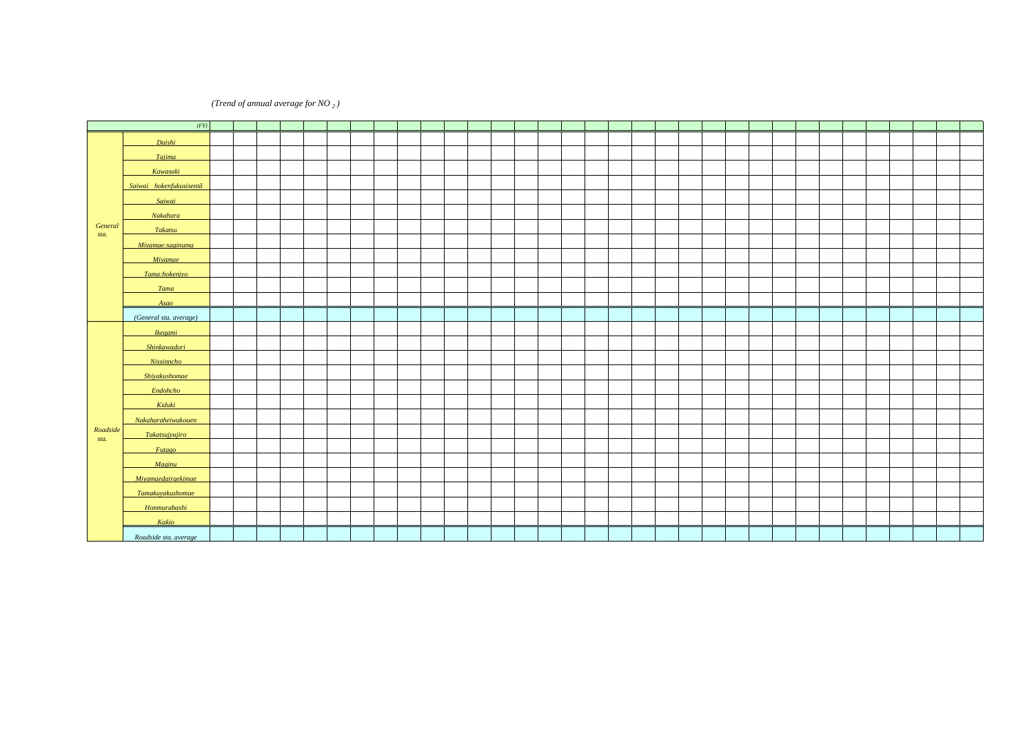*(Trend of annual average for $NO_2$)*

| | *(FY)* | | | | | | | | | | | | | | | | | | | | | | | | | | | | | | | | | |
|---|---|---|---|---|---|---|---|---|---|---|---|---|---|---|---|---|---|---|---|---|---|---|---|---|---|---|---|---|---|---|---|---|---|---|
| *General sta.* | *Daishi* | | | | | | | | | | | | | | | | | | | | | | | | | | | | | | | | | |
| | *Tajima* | | | | | | | | | | | | | | | | | | | | | | | | | | | | | | | | | |
| | *Kawasaki* | | | | | | | | | | | | | | | | | | | | | | | | | | | | | | | | | |
| | *Saiwai hokenfukusisentā* | | | | | | | | | | | | | | | | | | | | | | | | | | | | | | | | | |
| | *Saiwai* | | | | | | | | | | | | | | | | | | | | | | | | | | | | | | | | | |
| | *Nakahara* | | | | | | | | | | | | | | | | | | | | | | | | | | | | | | | | | |
| | *Takatsu* | | | | | | | | | | | | | | | | | | | | | | | | | | | | | | | | | |
| | *Miyamae:saginuma* | | | | | | | | | | | | | | | | | | | | | | | | | | | | | | | | | |
| | *Miyamae* | | | | | | | | | | | | | | | | | | | | | | | | | | | | | | | | | |
| | *Tama:hokenjyo* | | | | | | | | | | | | | | | | | | | | | | | | | | | | | | | | | |
| | *Tama* | | | | | | | | | | | | | | | | | | | | | | | | | | | | | | | | | |
| | *Asao* | | | | | | | | | | | | | | | | | | | | | | | | | | | | | | | | | |
| | *(General sta. average)* | | | | | | | | | | | | | | | | | | | | | | | | | | | | | | | | | |
| *Roadside sta.* | *Ikegami* | | | | | | | | | | | | | | | | | | | | | | | | | | | | | | | | | |
| | *Shinkawadori* | | | | | | | | | | | | | | | | | | | | | | | | | | | | | | | | | |
| | *Nissinncho* | | | | | | | | | | | | | | | | | | | | | | | | | | | | | | | | | |
| | *Shiyakushomae* | | | | | | | | | | | | | | | | | | | | | | | | | | | | | | | | | |
| | *Endohcho* | | | | | | | | | | | | | | | | | | | | | | | | | | | | | | | | | |
| | *Kiduki* | | | | | | | | | | | | | | | | | | | | | | | | | | | | | | | | | |
| | *Nakaharaheiwakouen* | | | | | | | | | | | | | | | | | | | | | | | | | | | | | | | | | |
| | *Takatsujyujiro* | | | | | | | | | | | | | | | | | | | | | | | | | | | | | | | | | |
| | *Futago* | | | | | | | | | | | | | | | | | | | | | | | | | | | | | | | | | |
| | *Maginu* | | | | | | | | | | | | | | | | | | | | | | | | | | | | | | | | | |
| | *Miyamaedairaekimae* | | | | | | | | | | | | | | | | | | | | | | | | | | | | | | | | | |
| | *Tamakuyakushomae* | | | | | | | | | | | | | | | | | | | | | | | | | | | | | | | | | |
| | *Honmurabashi* | | | | | | | | | | | | | | | | | | | | | | | | | | | | | | | | | |
| | *Kakio* | | | | | | | | | | | | | | | | | | | | | | | | | | | | | | | | | |
| | *Roadside sta. average* | | | | | | | | | | | | | | | | | | | | | | | | | | | | | | | | | |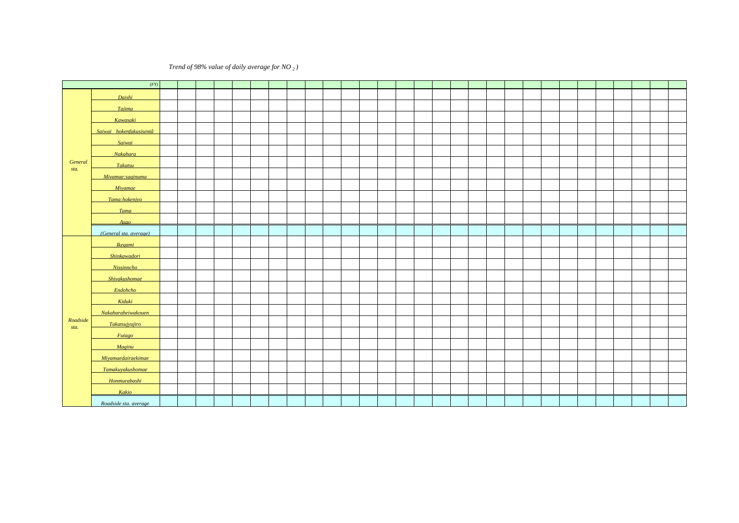*Trend of 98% value of daily average for $NO_2$)*

| | (FY) | | | | | | | | | | | | | | | | | | | | | | | | | | | | | |
|---|---|---|---|---|---|---|---|---|---|---|---|---|---|---|---|---|---|---|---|---|---|---|---|---|---|---|---|---|---|---|
| General sta. | Daishi | | | | | | | | | | | | | | | | | | | | | | | | | | | | | |
| | Tajima | | | | | | | | | | | | | | | | | | | | | | | | | | | | | |
| | Kawasaki | | | | | | | | | | | | | | | | | | | | | | | | | | | | | |
| | Saiwai hokenfukusisentâ | | | | | | | | | | | | | | | | | | | | | | | | | | | | | |
| | Saiwai | | | | | | | | | | | | | | | | | | | | | | | | | | | | | |
| | Nakahara | | | | | | | | | | | | | | | | | | | | | | | | | | | | | |
| | Takatsu | | | | | | | | | | | | | | | | | | | | | | | | | | | | | |
| | Miyamae:saginuma | | | | | | | | | | | | | | | | | | | | | | | | | | | | | |
| | Miyamae | | | | | | | | | | | | | | | | | | | | | | | | | | | | | |
| | Tama:hokenjyo | | | | | | | | | | | | | | | | | | | | | | | | | | | | | |
| | Tama | | | | | | | | | | | | | | | | | | | | | | | | | | | | | |
| | Asao | | | | | | | | | | | | | | | | | | | | | | | | | | | | | |
| | (General sta. average) | | | | | | | | | | | | | | | | | | | | | | | | | | | | | |
| Roadside sta. | Ikegami | | | | | | | | | | | | | | | | | | | | | | | | | | | | | |
| | Shinkawadori | | | | | | | | | | | | | | | | | | | | | | | | | | | | | |
| | Nissinncho | | | | | | | | | | | | | | | | | | | | | | | | | | | | | |
| | Shiyakushomae | | | | | | | | | | | | | | | | | | | | | | | | | | | | | |
| | Endohcho | | | | | | | | | | | | | | | | | | | | | | | | | | | | | |
| | Kiduki | | | | | | | | | | | | | | | | | | | | | | | | | | | | | |
| | Nakaharaheiwakouen | | | | | | | | | | | | | | | | | | | | | | | | | | | | | |
| | Takatsujyujiro | | | | | | | | | | | | | | | | | | | | | | | | | | | | | |
| | Futago | | | | | | | | | | | | | | | | | | | | | | | | | | | | | |
| | Maginu | | | | | | | | | | | | | | | | | | | | | | | | | | | | | |
| | Miyamaedairaekimae | | | | | | | | | | | | | | | | | | | | | | | | | | | | | |
| | Tamakuyakushomae | | | | | | | | | | | | | | | | | | | | | | | | | | | | | |
| | Honmurabashi | | | | | | | | | | | | | | | | | | | | | | | | | | | | | |
| | Kakio | | | | | | | | | | | | | | | | | | | | | | | | | | | | | |
| | Roadside sta. average | | | | | | | | | | | | | | | | | | | | | | | | | | | | | |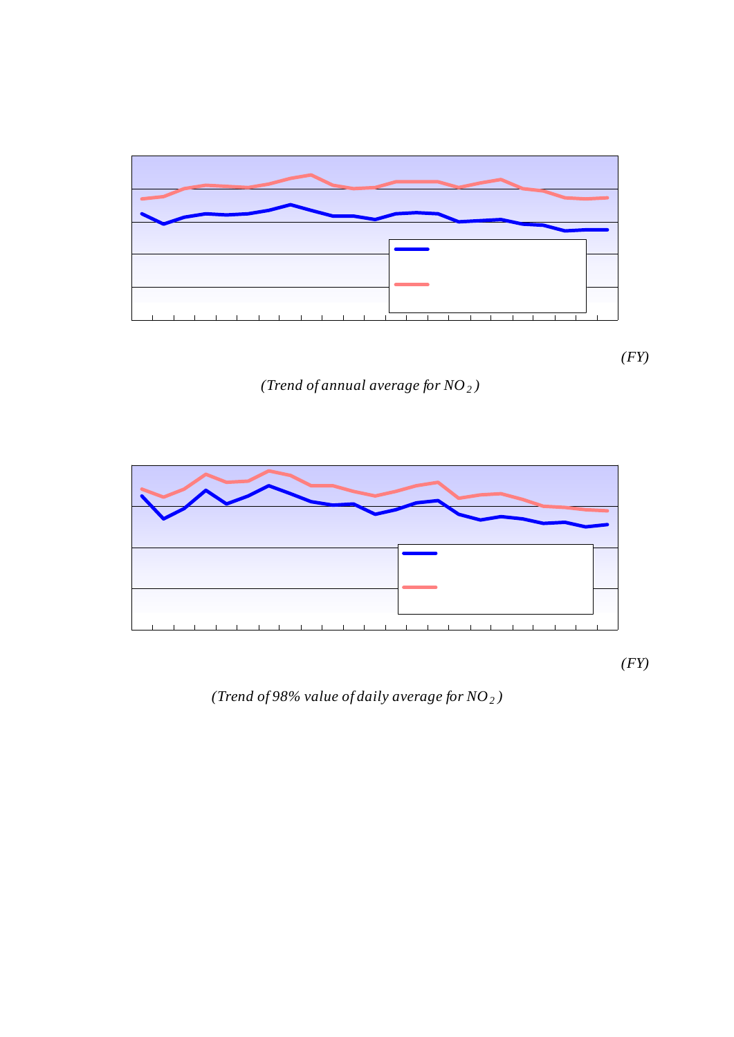(FY)

*(Trend of annual average for $NO_2$)*

(FY)

*(Trend of 98% value of daily average for $NO_2$)*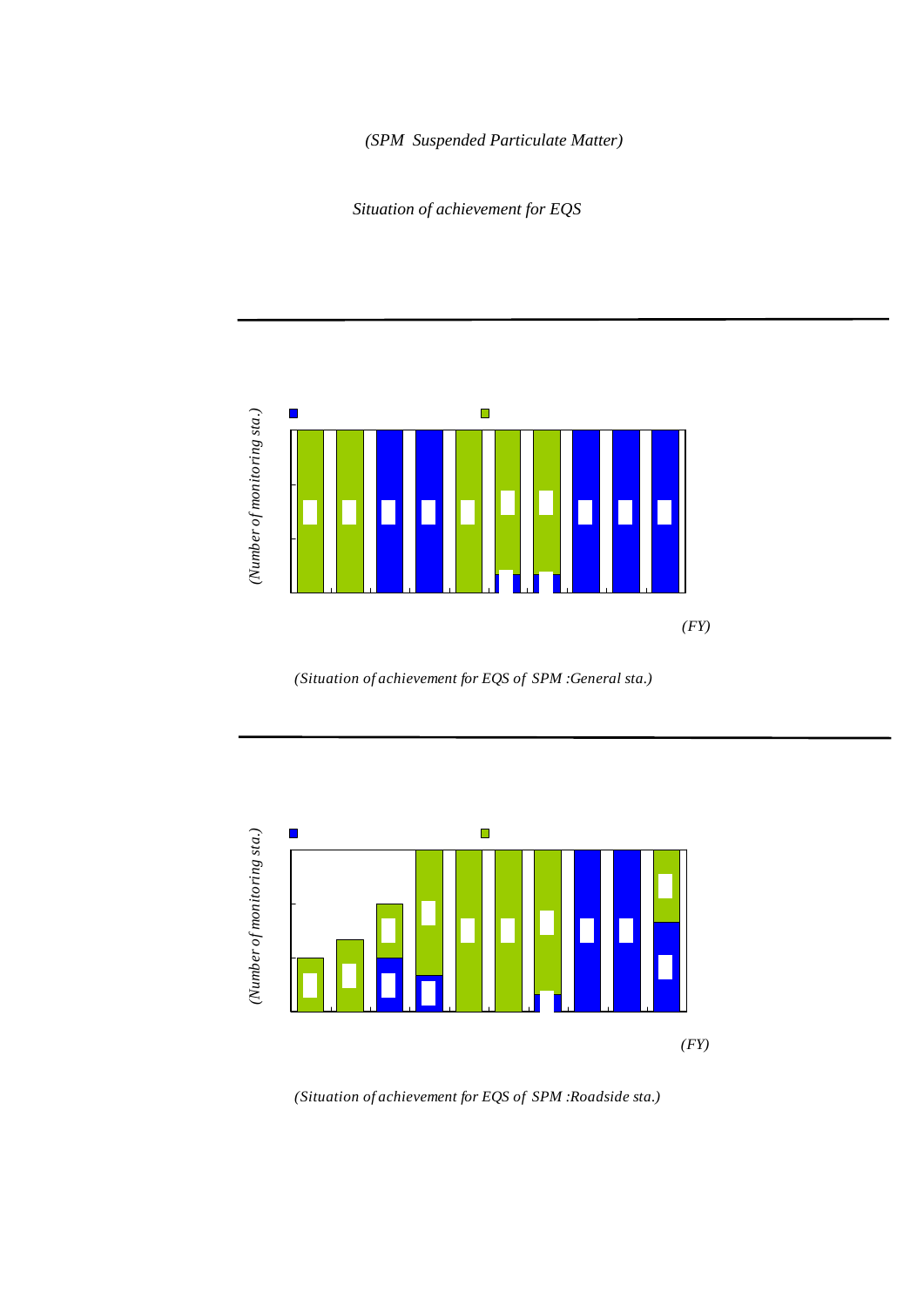*(SPM Suspended Particulate Matter)*

*Situation of achievement for EQS*

*(Number of monitoring sta.)*

*(FY)*

*(Situation of achievement for EQS of SPM :General sta.)*

*(Number of monitoring sta.)*

*(FY)*

*(Situation of achievement for EQS of SPM :Roadside sta.)*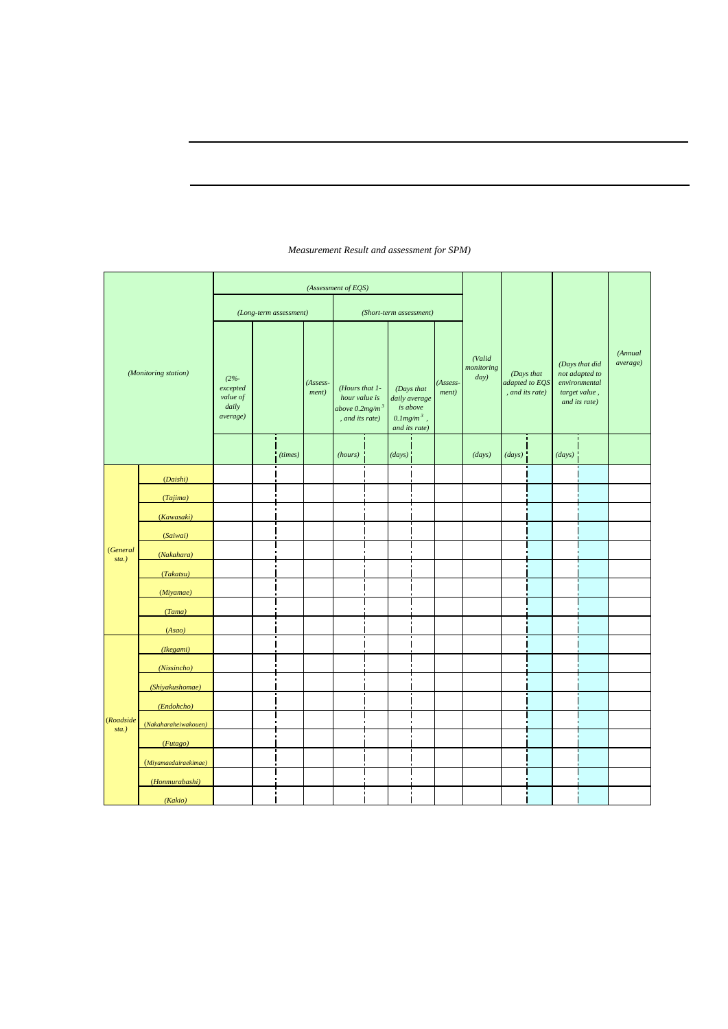*Measurement Result and assessment for SPM)*

| *(Monitoring station)* | | *(Assessment of EQS)* | | | | | | | | | *(Valid monitoring day)* | *(Days that adapted to EQS, and its rate)* | | *(Days that did not adapted to environmental target value, and its rate)* | | *(Annual average)* |
|---|---|---|---|---|---|---|---|---|---|---|---|---|---|---|---|---|
| | | *(Long-term assessment)* | | | | *(Short-term assessment)* | | | | | | | | | | |
| | | *(2%-excepted value of daily average)* | | | *(Assess-ment)* | *(Hours that 1-hour value is above $0.2mg/m^3$, and its rate)* | | *(Days that daily average is above $0.1mg/m^3$, and its rate)* | | *(Assess-ment)* | | | | | | |
| | | | | *(times)* | | *(hours)* | | *(days)* | | | *(days)* | *(days)* | | *(days)* | | |
| *(General sta.)* | *(Daishi)* | | | | | | | | | | | | | | | |
| | *(Tajima)* | | | | | | | | | | | | | | | |
| | *(Kawasaki)* | | | | | | | | | | | | | | | |
| | *(Saiwai)* | | | | | | | | | | | | | | | |
| | *(Nakahara)* | | | | | | | | | | | | | | | |
| | *(Takatsu)* | | | | | | | | | | | | | | | |
| | *(Miyamae)* | | | | | | | | | | | | | | | |
| | *(Tama)* | | | | | | | | | | | | | | | |
| | *(Asao)* | | | | | | | | | | | | | | | |
| *(Roadside sta.)* | *(Ikegami)* | | | | | | | | | | | | | | | |
| | *(Nissincho)* | | | | | | | | | | | | | | | |
| | *(Shiyakushomae)* | | | | | | | | | | | | | | | |
| | *(Endohcho)* | | | | | | | | | | | | | | | |
| | *(Nakaharaheiwakouen)* | | | | | | | | | | | | | | | |
| | *(Futago)* | | | | | | | | | | | | | | | |
| | *(Miyamaedairaekimae)* | | | | | | | | | | | | | | | |
| | *(Honmurabashi)* | | | | | | | | | | | | | | | |
| | *(Kakio)* | | | | | | | | | | | | | | | |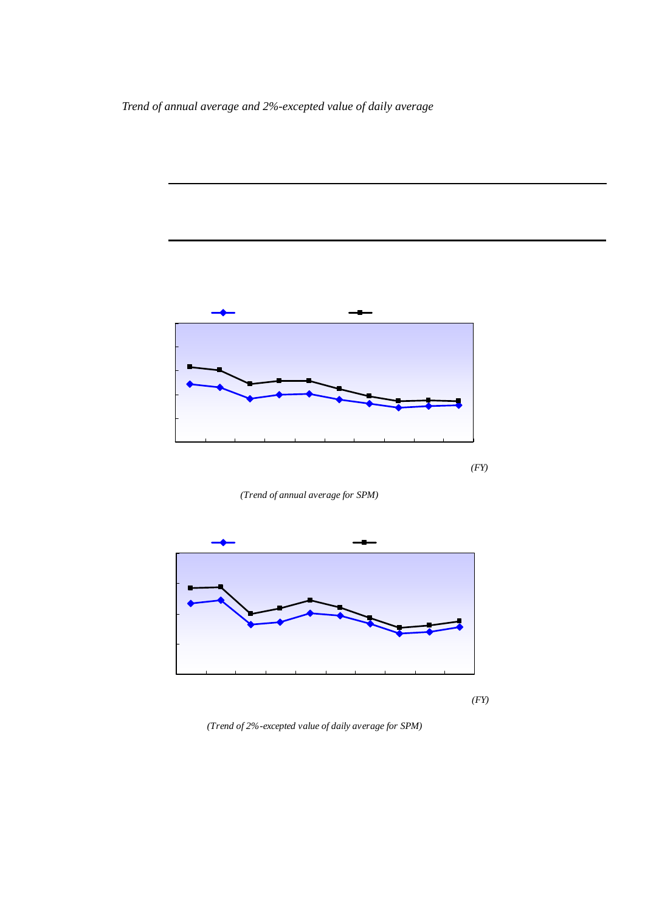*Trend of annual average and 2%-excepted value of daily average*

(FY)

*(Trend of annual average for SPM)*

(FY)

*(Trend of 2%-excepted value of daily average for SPM)*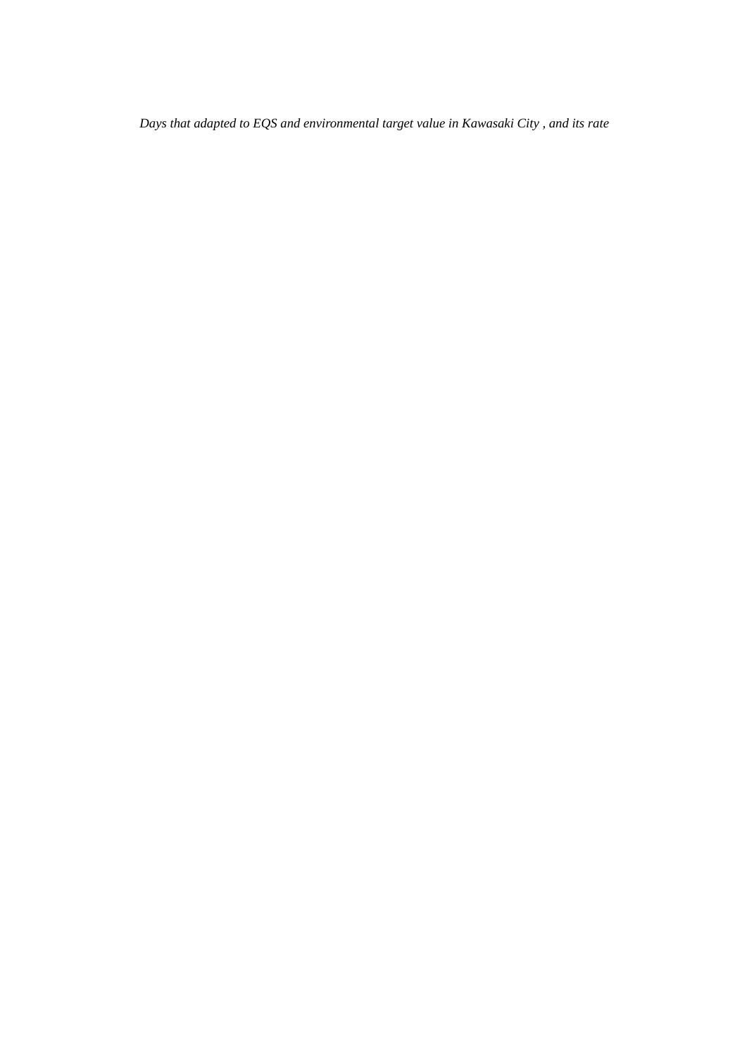*Days that adapted to EQS and environmental target value in Kawasaki City , and its rate*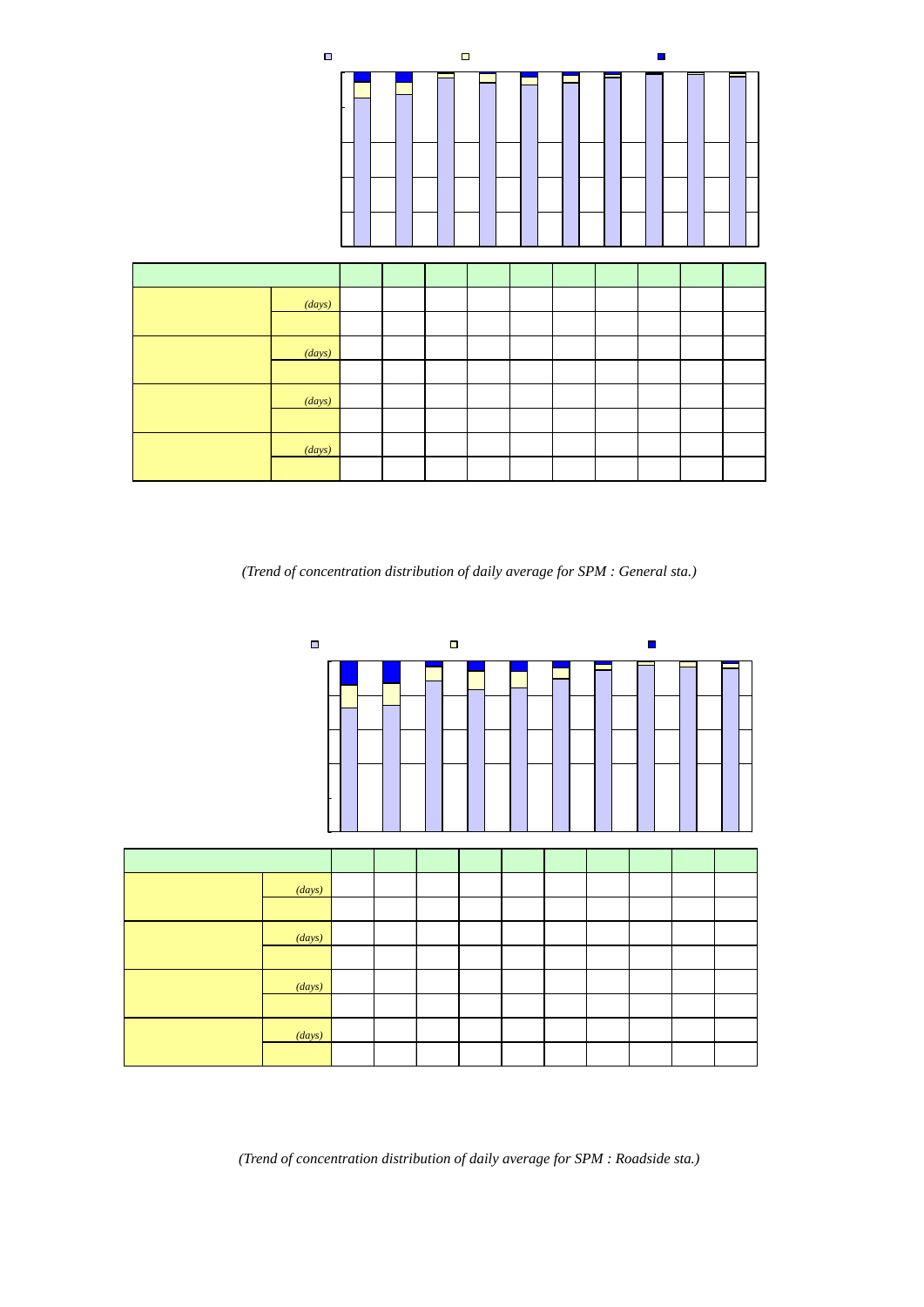| | | | | | | | | | | |
|---|---|---|---|---|---|---|---|---|---|---|
| | *(days)* | | | | | | | | | |
| | | | | | | | | | | |
| | *(days)* | | | | | | | | | |
| | | | | | | | | | | |
| | *(days)* | | | | | | | | | |
| | | | | | | | | | | |
| | *(days)* | | | | | | | | | |
| | | | | | | | | | | |

*(Trend of concentration distribution of daily average for SPM : General sta.)*

| | | | | | | | | | | |
|---|---|---|---|---|---|---|---|---|---|---|
| | *(days)* | | | | | | | | | |
| | | | | | | | | | | |
| | *(days)* | | | | | | | | | |
| | | | | | | | | | | |
| | *(days)* | | | | | | | | | |
| | | | | | | | | | | |
| | *(days)* | | | | | | | | | |
| | | | | | | | | | | |

*(Trend of concentration distribution of daily average for SPM : Roadside sta.)*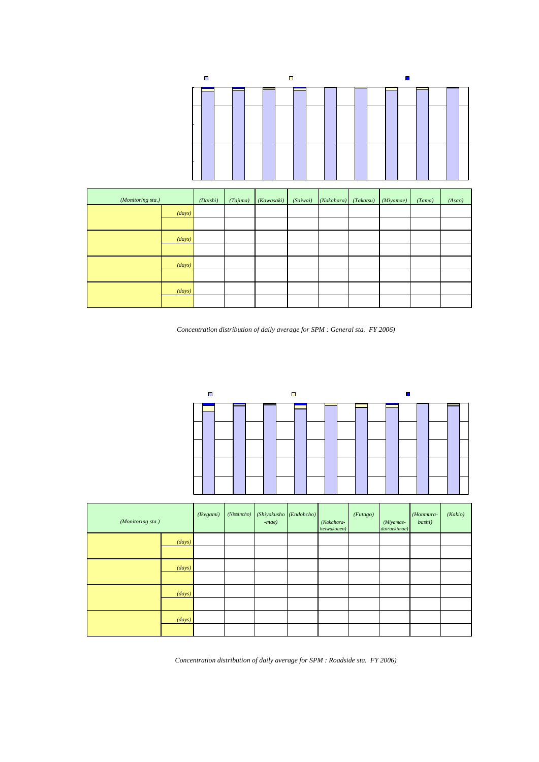| (Monitoring sta.) | | (Daishi) | (Tajima) | (Kawasaki) | (Saiwai) | (Nakahara) | (Takatsu) | (Miyamae) | (Tama) | (Asao) |
|---|---|---|---|---|---|---|---|---|---|---|
| | (days) | | | | | | | | | |
| | | | | | | | | | | |
| | (days) | | | | | | | | | |
| | | | | | | | | | | |
| | (days) | | | | | | | | | |
| | | | | | | | | | | |
| | (days) | | | | | | | | | |
| | | | | | | | | | | |

*Concentration distribution of daily average for SPM : General sta. FY 2006)*

| (Monitoring sta.) | | (Ikegami) | (Nissincho) | (Shiyakusho -mae) | (Endohcho) | (Nakahara-heiwakouen) | (Futago) | (Miyamae-dairaekimae) | (Honmura-bashi) | (Kakio) |
|---|---|---|---|---|---|---|---|---|---|---|
| | (days) | | | | | | | | | |
| | | | | | | | | | | |
| | (days) | | | | | | | | | |
| | | | | | | | | | | |
| | (days) | | | | | | | | | |
| | | | | | | | | | | |
| | (days) | | | | | | | | | |
| | | | | | | | | | | |

*Concentration distribution of daily average for SPM : Roadside sta. FY 2006)*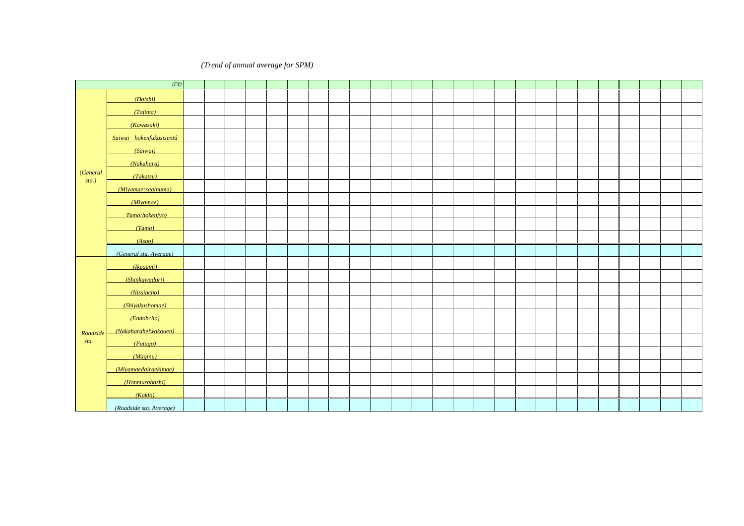*(Trend of annual average for SPM)*

| | (FY) | | | | | | | | | | | | | | | | | | | | | | | | | |
|---|---|---|---|---|---|---|---|---|---|---|---|---|---|---|---|---|---|---|---|---|---|---|---|---|---|---|
| (General sta.) | (Daishi) | | | | | | | | | | | | | | | | | | | | | | | | | |
| | (Tajima) | | | | | | | | | | | | | | | | | | | | | | | | | |
| | (Kawasaki) | | | | | | | | | | | | | | | | | | | | | | | | | |
| | Saiwai hokenfukusisentâ | | | | | | | | | | | | | | | | | | | | | | | | | |
| | (Saiwai) | | | | | | | | | | | | | | | | | | | | | | | | | |
| | (Nakahara) | | | | | | | | | | | | | | | | | | | | | | | | | |
| | (Takatsu) | | | | | | | | | | | | | | | | | | | | | | | | | |
| | (Miyamae:saginuma) | | | | | | | | | | | | | | | | | | | | | | | | | |
| | (Miyamae) | | | | | | | | | | | | | | | | | | | | | | | | | |
| | Tama:hokenjyo) | | | | | | | | | | | | | | | | | | | | | | | | | |
| | (Tama) | | | | | | | | | | | | | | | | | | | | | | | | | |
| | (Asao) | | | | | | | | | | | | | | | | | | | | | | | | | |
| | (General sta. Average) | | | | | | | | | | | | | | | | | | | | | | | | | |
| Roadside sta. | (Ikegami) | | | | | | | | | | | | | | | | | | | | | | | | | |
| | (Shinkawadori) | | | | | | | | | | | | | | | | | | | | | | | | | |
| | (Nissincho) | | | | | | | | | | | | | | | | | | | | | | | | | |
| | (Shiyakushomae) | | | | | | | | | | | | | | | | | | | | | | | | | |
| | (Endohcho) | | | | | | | | | | | | | | | | | | | | | | | | | |
| | (Nakaharaheiwakouen) | | | | | | | | | | | | | | | | | | | | | | | | | |
| | (Futago) | | | | | | | | | | | | | | | | | | | | | | | | | |
| | (Maginu) | | | | | | | | | | | | | | | | | | | | | | | | | |
| | (Miyamaedairaekimae) | | | | | | | | | | | | | | | | | | | | | | | | | |
| | (Honmurabashi) | | | | | | | | | | | | | | | | | | | | | | | | | |
| | (Kakio) | | | | | | | | | | | | | | | | | | | | | | | | | |
| | (Roadside sta. Average) | | | | | | | | | | | | | | | | | | | | | | | | | |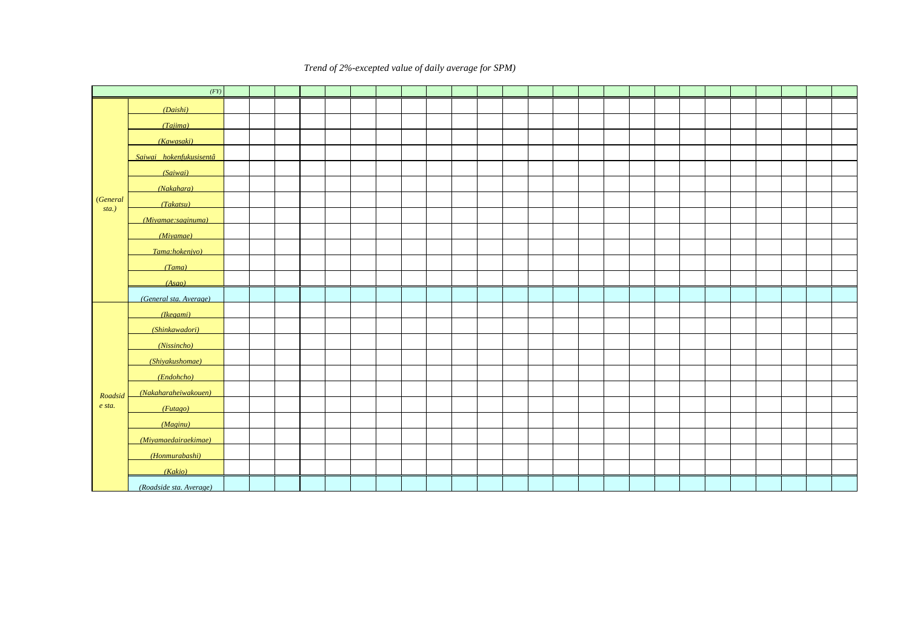*Trend of 2%-excepted value of daily average for SPM)*

| | *(FY)* | | | | | | | | | | | | | | | | | | | | | | | | | |
|---|---|---|---|---|---|---|---|---|---|---|---|---|---|---|---|---|---|---|---|---|---|---|---|---|---|---|
| (*General sta.)* | *(Daishi)* | | | | | | | | | | | | | | | | | | | | | | | | | |
| | *(Tajima)* | | | | | | | | | | | | | | | | | | | | | | | | | |
| | *(Kawasaki)* | | | | | | | | | | | | | | | | | | | | | | | | | |
| | *Saiwai　hokenfukusisentâ* | | | | | | | | | | | | | | | | | | | | | | | | | |
| | *(Saiwai)* | | | | | | | | | | | | | | | | | | | | | | | | | |
| | *(Nakahara)* | | | | | | | | | | | | | | | | | | | | | | | | | |
| | *(Takatsu)* | | | | | | | | | | | | | | | | | | | | | | | | | |
| | *(Miyamae:saginuma)* | | | | | | | | | | | | | | | | | | | | | | | | | |
| | *(Miyamae)* | | | | | | | | | | | | | | | | | | | | | | | | | |
| | *Tama:hokenjyo)* | | | | | | | | | | | | | | | | | | | | | | | | | |
| | *(Tama)* | | | | | | | | | | | | | | | | | | | | | | | | | |
| | *(Asao)* | | | | | | | | | | | | | | | | | | | | | | | | | |
| | *(General sta. Average)* | | | | | | | | | | | | | | | | | | | | | | | | | |
| *Roadside sta.* | *(Ikegami)* | | | | | | | | | | | | | | | | | | | | | | | | | |
| | *(Shinkawadori)* | | | | | | | | | | | | | | | | | | | | | | | | | |
| | *(Nissincho)* | | | | | | | | | | | | | | | | | | | | | | | | | |
| | *(Shiyakushomae)* | | | | | | | | | | | | | | | | | | | | | | | | | |
| | *(Endohcho)* | | | | | | | | | | | | | | | | | | | | | | | | | |
| | *(Nakaharaheiwakouen)* | | | | | | | | | | | | | | | | | | | | | | | | | |
| | *(Futago)* | | | | | | | | | | | | | | | | | | | | | | | | | |
| | *(Maginu)* | | | | | | | | | | | | | | | | | | | | | | | | | |
| | *(Miyamaedairaekimae)* | | | | | | | | | | | | | | | | | | | | | | | | | |
| | *(Honmurabashi)* | | | | | | | | | | | | | | | | | | | | | | | | | |
| | *(Kakio)* | | | | | | | | | | | | | | | | | | | | | | | | | |
| | *(Roadside sta. Average)* | | | | | | | | | | | | | | | | | | | | | | | | | |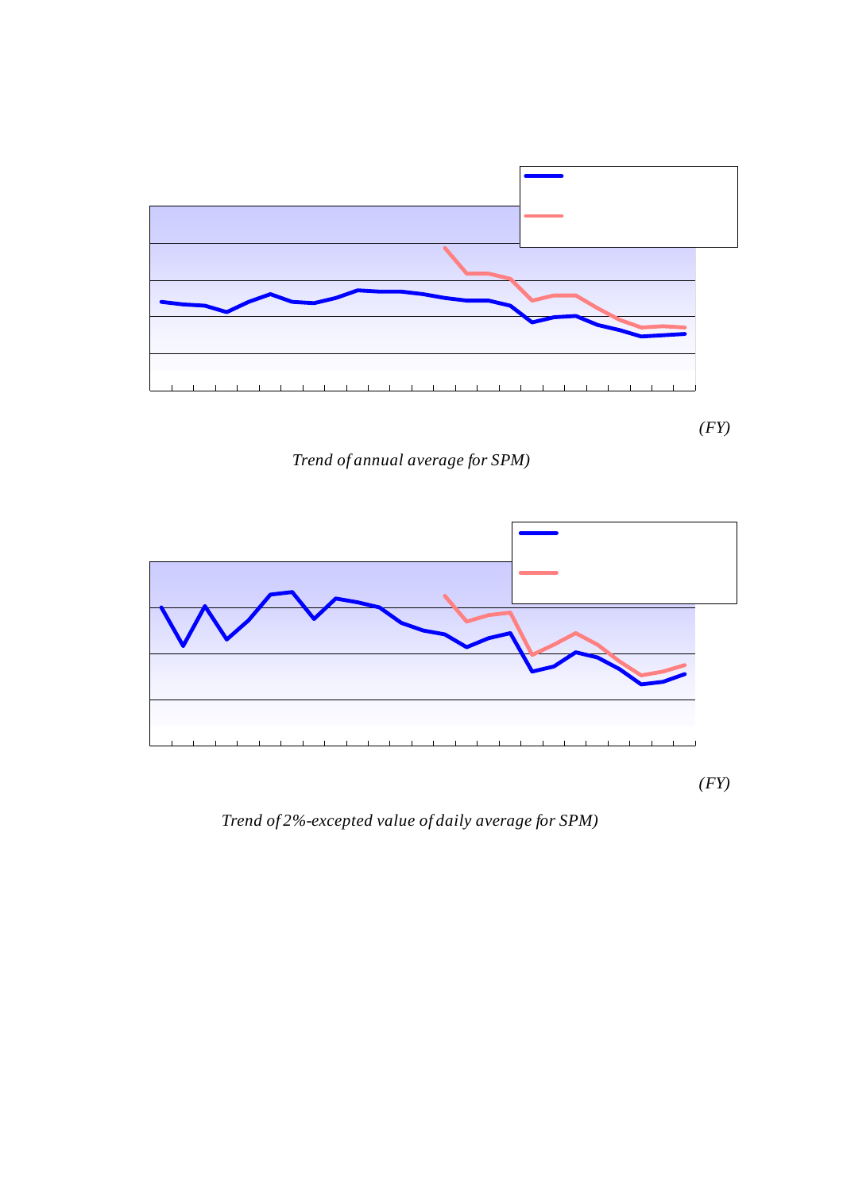(FY)

*Trend of annual average for SPM)*

(FY)

*Trend of 2%-excepted value of daily average for SPM)*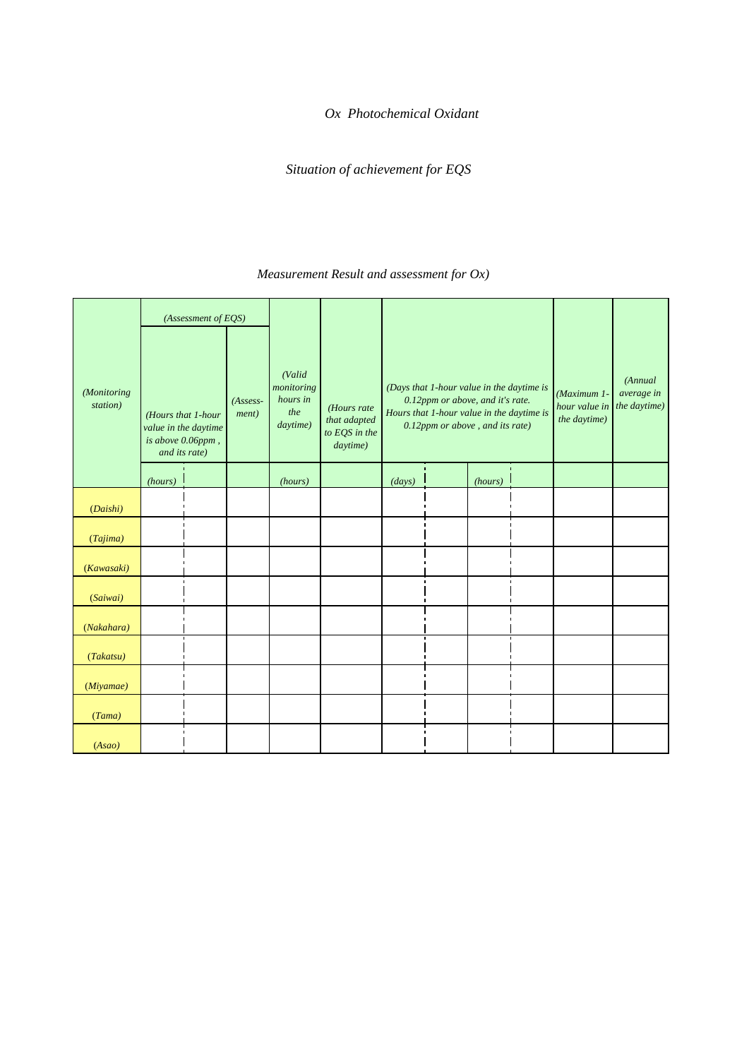*Ox Photochemical Oxidant*

*Situation of achievement for EQS*

*Measurement Result and assessment for Ox)*

| *(Monitoring station)* | *(Assessment of EQS)* | | | *(Valid monitoring hours in the daytime)* | *(Hours rate that adapted to EQS in the daytime)* | *(Days that 1-hour value in the daytime is 0.12ppm or above, and it's rate. Hours that 1-hour value in the daytime is 0.12ppm or above , and its rate)* | | | | *(Maximum 1-hour value in the daytime)* | *(Annual average in the daytime)* |
|---|---|---|---|---|---|---|---|---|---|---|---|
| | *(Hours that 1-hour value in the daytime is above 0.06ppm , and its rate)* | | *(Assess-ment)* | | | | | | | | |
| | *(hours)* | | | *(hours)* | | *(days)* | | *(hours)* | | | |
| *(Daishi)* | | | | | | | | | | | |
| *(Tajima)* | | | | | | | | | | | |
| *(Kawasaki)* | | | | | | | | | | | |
| *(Saiwai)* | | | | | | | | | | | |
| *(Nakahara)* | | | | | | | | | | | |
| *(Takatsu)* | | | | | | | | | | | |
| *(Miyamae)* | | | | | | | | | | | |
| *(Tama)* | | | | | | | | | | | |
| *(Asao)* | | | | | | | | | | | |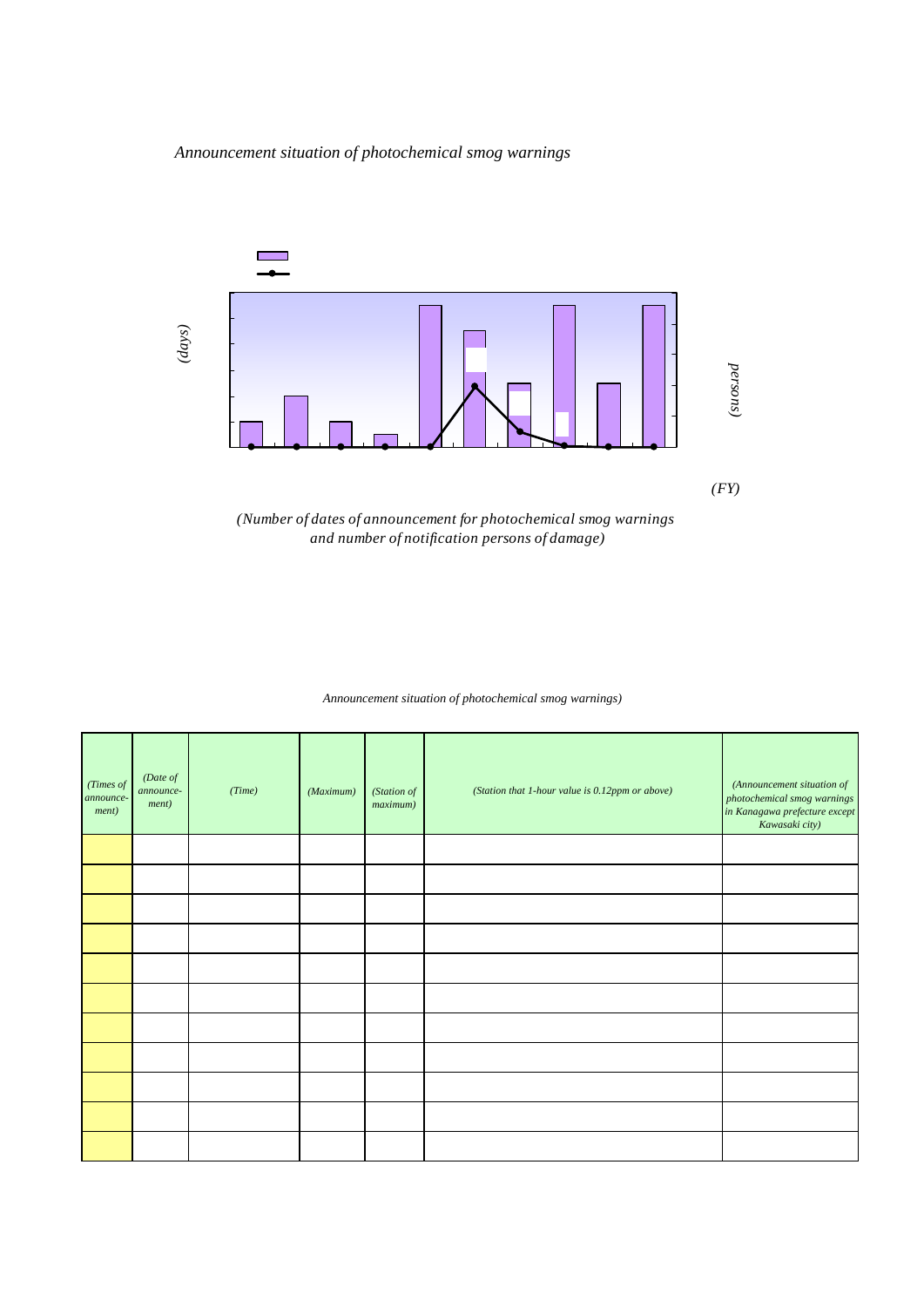*Announcement situation of photochemical smog warnings*

(days)

persons)

(FY)

*(Number of dates of announcement for photochemical smog warnings and number of notification persons of damage)*

*Announcement situation of photochemical smog warnings)*

| (Times of announce-ment) | (Date of announce-ment) | (Time) | (Maximum) | (Station of maximum) | (Station that 1-hour value is 0.12ppm or above) | (Announcement situation of photochemical smog warnings in Kanagawa prefecture except Kawasaki city) |
|---|---|---|---|---|---|---|
| | | | | | | |
| | | | | | | |
| | | | | | | |
| | | | | | | |
| | | | | | | |
| | | | | | | |
| | | | | | | |
| | | | | | | |
| | | | | | | |
| | | | | | | |
| | | | | | | |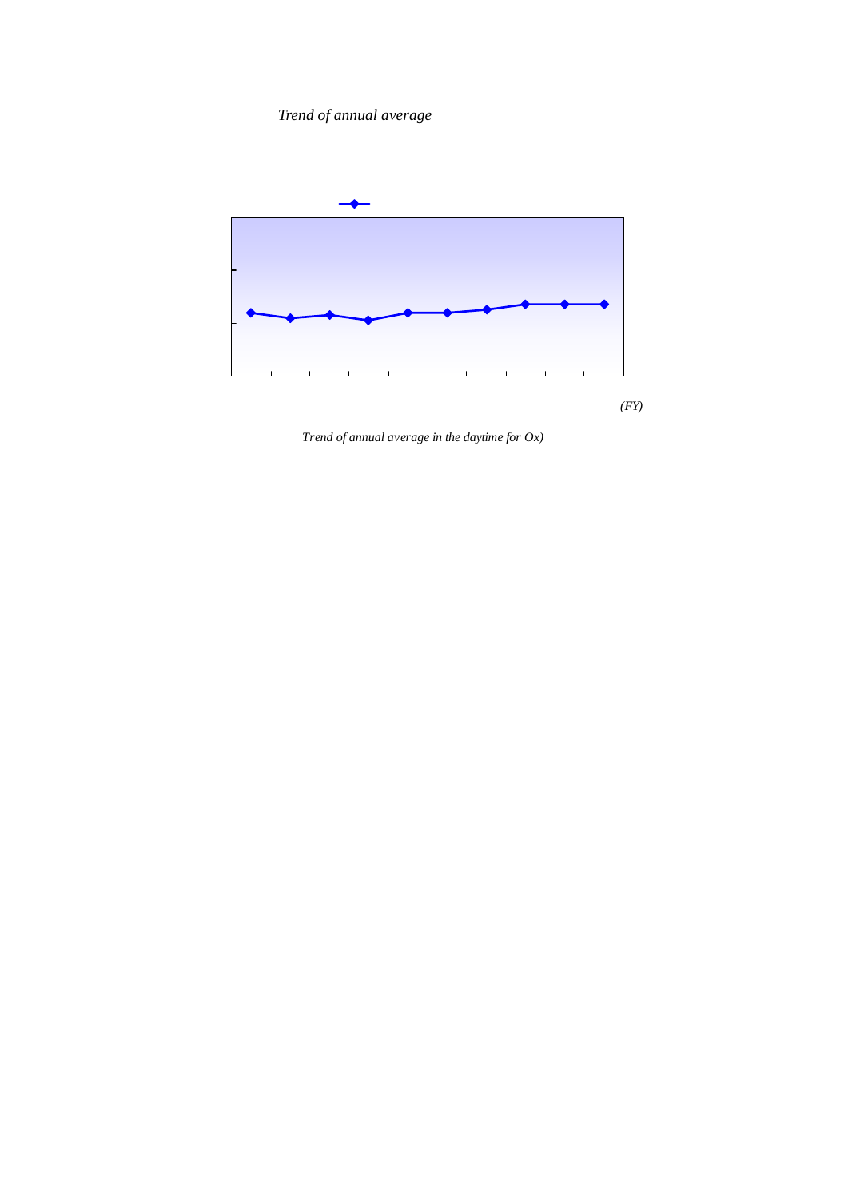*Trend of annual average*

*(FY)*

*Trend of annual average in the daytime for Ox)*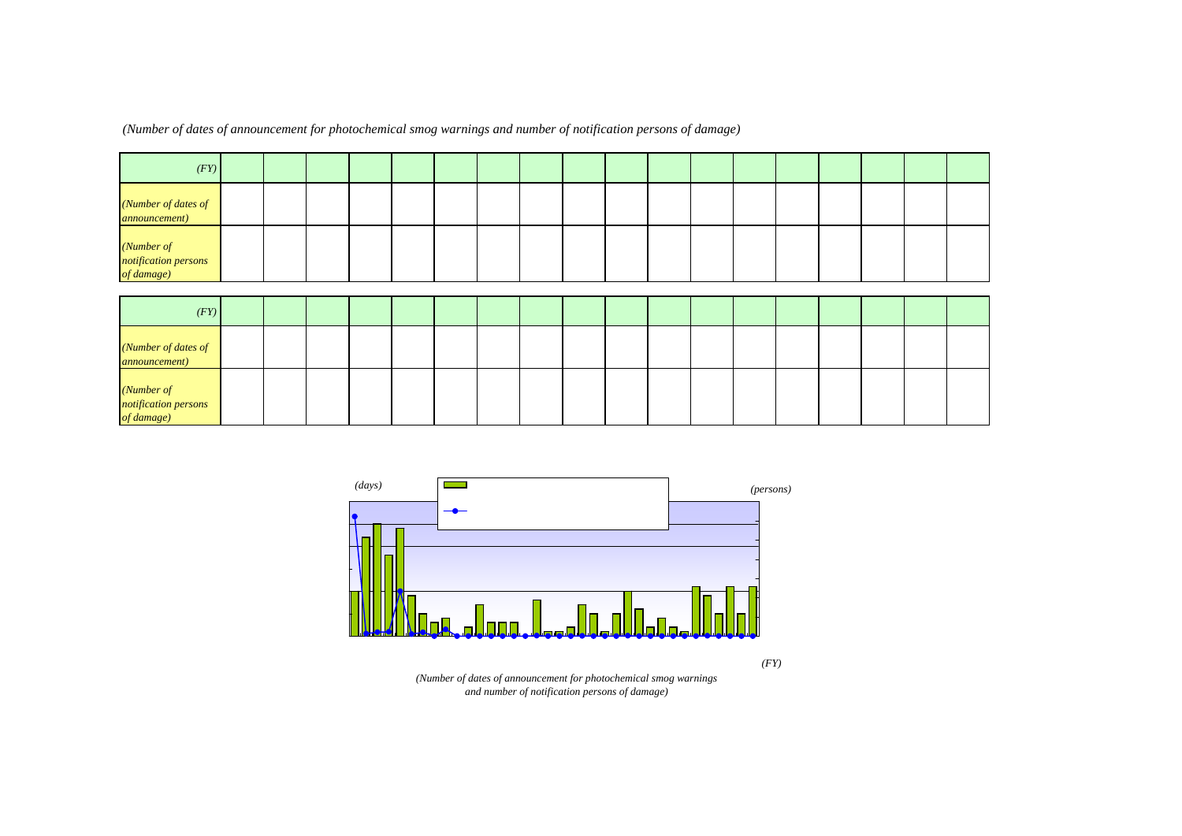*(Number of dates of announcement for photochemical smog warnings and number of notification persons of damage)*

| *(FY)* | | | | | | | | | | | | | | | | | |
|---|---|---|---|---|---|---|---|---|---|---|---|---|---|---|---|---|---|
| *(Number of dates of announcement)* | | | | | | | | | | | | | | | | | |
| *(Number of notification persons of damage)* | | | | | | | | | | | | | | | | | |

| *(FY)* | | | | | | | | | | | | | | | | | |
|---|---|---|---|---|---|---|---|---|---|---|---|---|---|---|---|---|---|
| *(Number of dates of announcement)* | | | | | | | | | | | | | | | | | |
| *(Number of notification persons of damage)* | | | | | | | | | | | | | | | | | |

*(days)*

*(persons)*

*(FY)*

*(Number of dates of announcement for photochemical smog warnings and number of notification persons of damage)*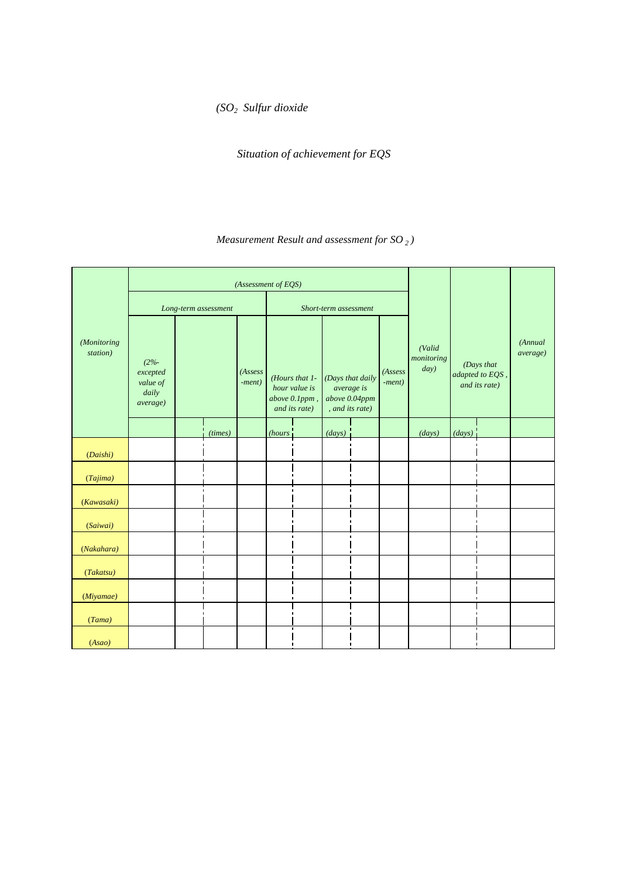*($SO_2$ Sulfur dioxide*

*Situation of achievement for EQS*

*Measurement Result and assessment for $SO_2$)*

| (Monitoring station) | (Assessment of EQS) | | | | | | | | | (Valid monitoring day) | (Days that adapted to EQS, and its rate) | | (Annual average) |
|---|---|---|---|---|---|---|---|---|---|---|---|---|---|
| | Long-term assessment | | | | Short-term assessment | | | | | | | | |
| | (2%-excepted value of daily average) | | | (Assess-ment) | (Hours that 1-hour value is above 0.1ppm, and its rate) | | (Days that daily average is above 0.04ppm, and its rate) | | (Assess-ment) | | | | |
| | | | (times) | | (hours | | (days) | | | (days) | (days) | | |
| (Daishi) | | | | | | | | | | | | | |
| (Tajima) | | | | | | | | | | | | | |
| (Kawasaki) | | | | | | | | | | | | | |
| (Saiwai) | | | | | | | | | | | | | |
| (Nakahara) | | | | | | | | | | | | | |
| (Takatsu) | | | | | | | | | | | | | |
| (Miyamae) | | | | | | | | | | | | | |
| (Tama) | | | | | | | | | | | | | |
| (Asao) | | | | | | | | | | | | | |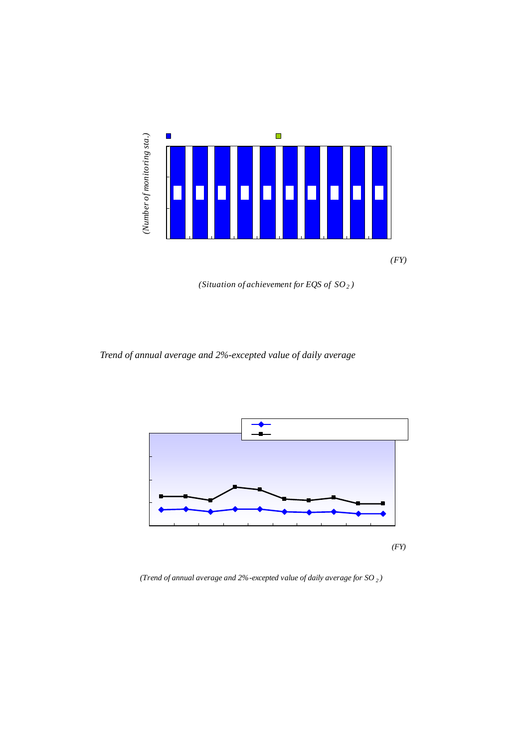(Number of monitoring sta.)

(FY)

*(Situation of achievement for EQS of $SO_2$)*

*Trend of annual average and 2%-excepted value of daily average*

(FY)

*(Trend of annual average and 2%-excepted value of daily average for $SO_2$)*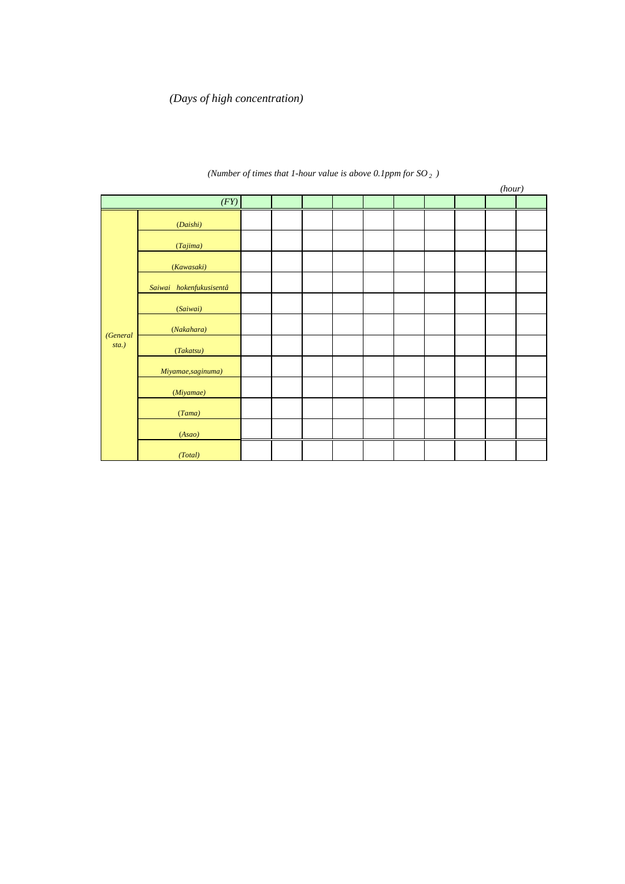*(Days of high concentration)*

*(Number of times that 1-hour value is above 0.1ppm for $SO_2$ )*

*(hour)*

| | (FY) | | | | | | | | | | |
|---|---|---|---|---|---|---|---|---|---|---|---|
| (General sta.) | (Daishi) | | | | | | | | | | |
| | (Tajima) | | | | | | | | | | |
| | (Kawasaki) | | | | | | | | | | |
| | Saiwai hokenfukusisentâ | | | | | | | | | | |
| | (Saiwai) | | | | | | | | | | |
| | (Nakahara) | | | | | | | | | | |
| | (Takatsu) | | | | | | | | | | |
| | Miyamae,saginuma) | | | | | | | | | | |
| | (Miyamae) | | | | | | | | | | |
| | (Tama) | | | | | | | | | | |
| | (Asao) | | | | | | | | | | |
| | (Total) | | | | | | | | | | |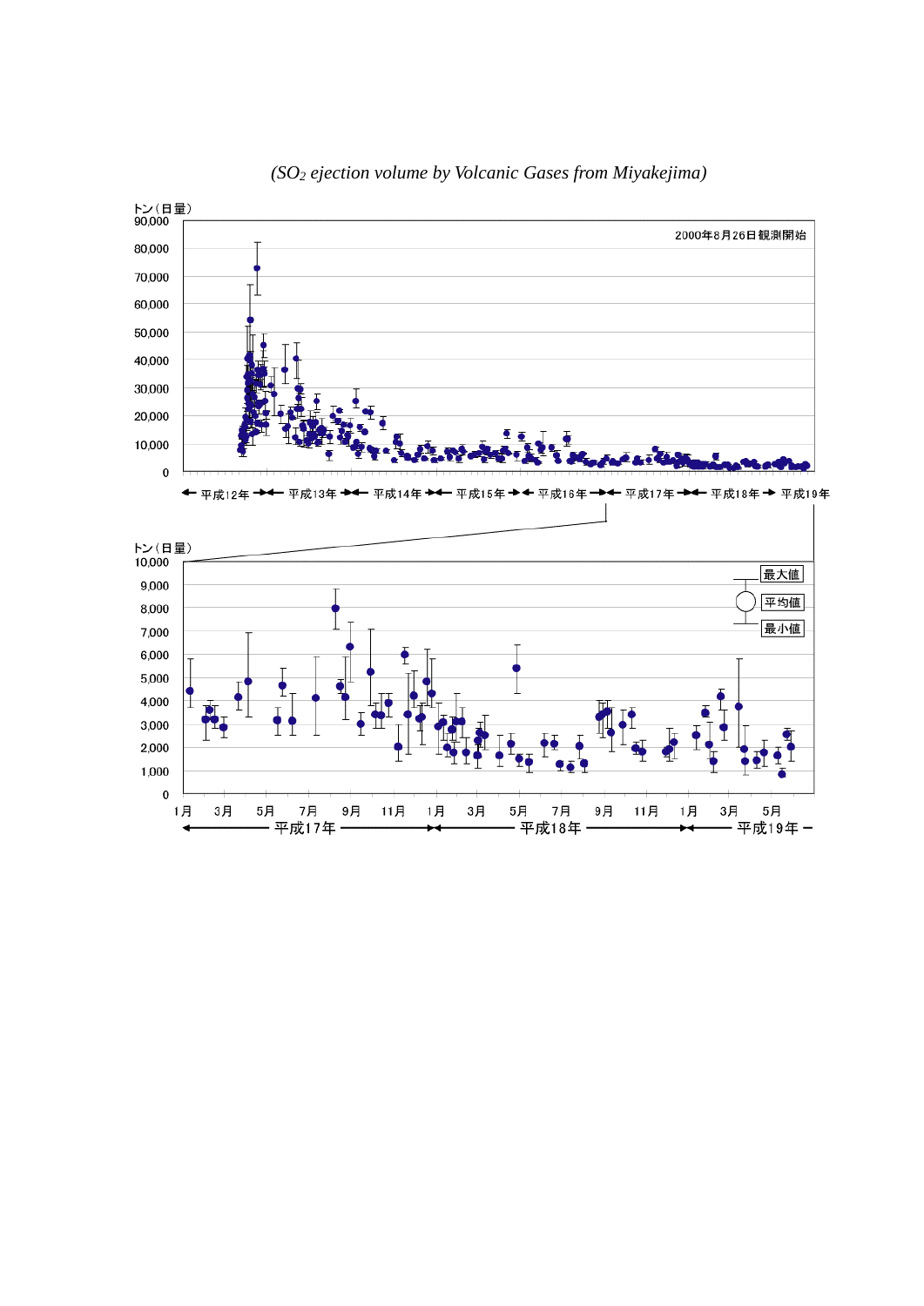*($SO_2$ ejection volume by Volcanic Gases from Miyakejima)*

トン（日量）

2000年8月26日観測開始

← 平成12年 →← 平成13年 →← 平成14年 →← 平成15年 →← 平成16年 →← 平成17年 →← 平成18年 → 平成19年

トン（日量）

最大値
平均値
最小値

1月 3月 5月 7月 9月 11月 1月 3月 5月 7月 9月 11月 1月 3月 5月

← 平成17年 →← 平成18年 →← 平成19年 –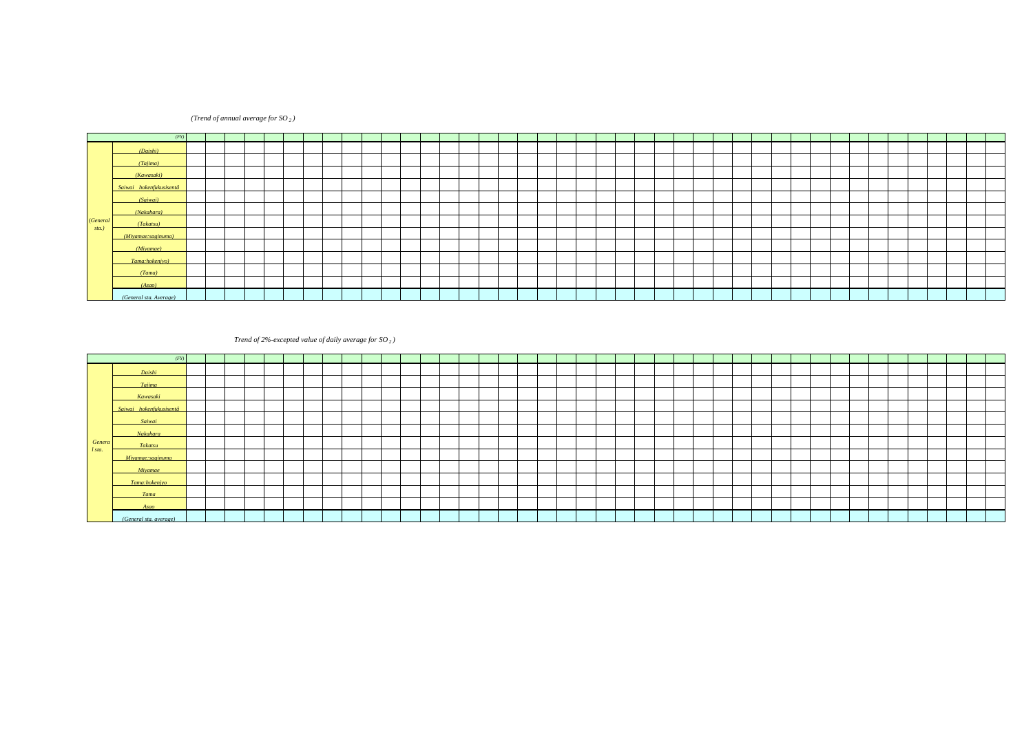*(Trend of annual average for $SO_2$)*

| | (FY) | | | | | | | | | | | | | | | | | | | | | | | | | | | | | | | | | | | | | | | | | | |
|---|---|---|---|---|---|---|---|---|---|---|---|---|---|---|---|---|---|---|---|---|---|---|---|---|---|---|---|---|---|---|---|---|---|---|---|---|---|---|---|---|---|---|---|
| (General sta.) | (Daishi) | | | | | | | | | | | | | | | | | | | | | | | | | | | | | | | | | | | | | | | | | | |
| | (Tajima) | | | | | | | | | | | | | | | | | | | | | | | | | | | | | | | | | | | | | | | | | | |
| | (Kawasaki) | | | | | | | | | | | | | | | | | | | | | | | | | | | | | | | | | | | | | | | | | | |
| | Saiwai hokenfukusisentā | | | | | | | | | | | | | | | | | | | | | | | | | | | | | | | | | | | | | | | | | | |
| | (Saiwai) | | | | | | | | | | | | | | | | | | | | | | | | | | | | | | | | | | | | | | | | | | |
| | (Nakahara) | | | | | | | | | | | | | | | | | | | | | | | | | | | | | | | | | | | | | | | | | | |
| | (Takatsu) | | | | | | | | | | | | | | | | | | | | | | | | | | | | | | | | | | | | | | | | | | |
| | (Miyamae:saginuma) | | | | | | | | | | | | | | | | | | | | | | | | | | | | | | | | | | | | | | | | | | |
| | (Miyamae) | | | | | | | | | | | | | | | | | | | | | | | | | | | | | | | | | | | | | | | | | | |
| | Tama:hokenjyo) | | | | | | | | | | | | | | | | | | | | | | | | | | | | | | | | | | | | | | | | | | |
| | (Tama) | | | | | | | | | | | | | | | | | | | | | | | | | | | | | | | | | | | | | | | | | | |
| | (Asao) | | | | | | | | | | | | | | | | | | | | | | | | | | | | | | | | | | | | | | | | | | |
| | (General sta. Average) | | | | | | | | | | | | | | | | | | | | | | | | | | | | | | | | | | | | | | | | | | |

*Trend of 2%-excepted value of daily average for $SO_2$)*

| | (FY) | | | | | | | | | | | | | | | | | | | | | | | | | | | | | | | | | | | | | | | | | | |
|---|---|---|---|---|---|---|---|---|---|---|---|---|---|---|---|---|---|---|---|---|---|---|---|---|---|---|---|---|---|---|---|---|---|---|---|---|---|---|---|---|---|---|---|
| General sta. | Daishi | | | | | | | | | | | | | | | | | | | | | | | | | | | | | | | | | | | | | | | | | | |
| | Tajima | | | | | | | | | | | | | | | | | | | | | | | | | | | | | | | | | | | | | | | | | | |
| | Kawasaki | | | | | | | | | | | | | | | | | | | | | | | | | | | | | | | | | | | | | | | | | | |
| | Saiwai hokenfukusisentā | | | | | | | | | | | | | | | | | | | | | | | | | | | | | | | | | | | | | | | | | | |
| | Saiwai | | | | | | | | | | | | | | | | | | | | | | | | | | | | | | | | | | | | | | | | | | |
| | Nakahara | | | | | | | | | | | | | | | | | | | | | | | | | | | | | | | | | | | | | | | | | | |
| | Takatsu | | | | | | | | | | | | | | | | | | | | | | | | | | | | | | | | | | | | | | | | | | |
| | Miyamae:saginuma | | | | | | | | | | | | | | | | | | | | | | | | | | | | | | | | | | | | | | | | | | |
| | Miyamae | | | | | | | | | | | | | | | | | | | | | | | | | | | | | | | | | | | | | | | | | | |
| | Tama:hokenjyo | | | | | | | | | | | | | | | | | | | | | | | | | | | | | | | | | | | | | | | | | | |
| | Tama | | | | | | | | | | | | | | | | | | | | | | | | | | | | | | | | | | | | | | | | | | |
| | Asao | | | | | | | | | | | | | | | | | | | | | | | | | | | | | | | | | | | | | | | | | | |
| | (General sta. average) | | | | | | | | | | | | | | | | | | | | | | | | | | | | | | | | | | | | | | | | | | |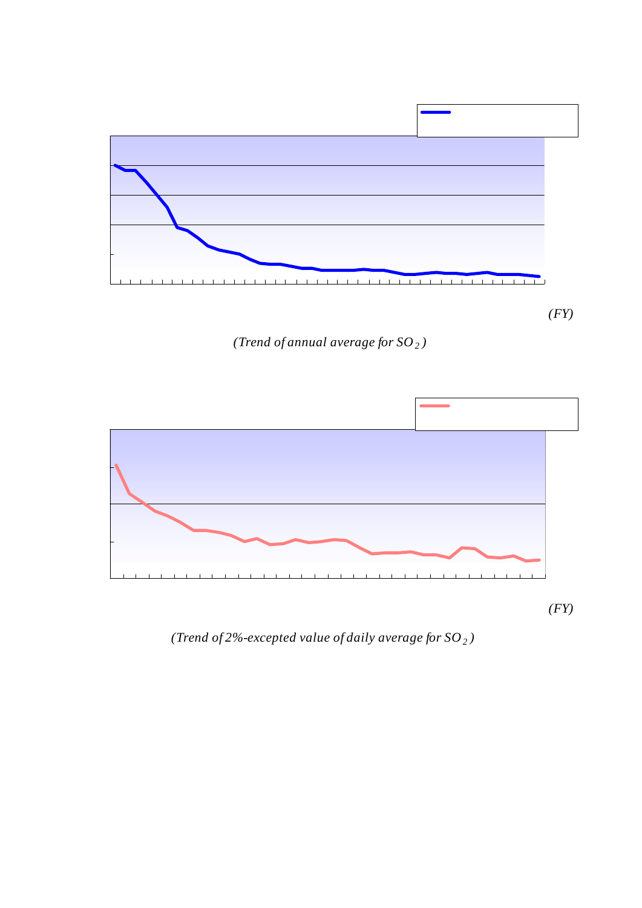*(FY)*

*(Trend of annual average for $SO_2$)*

*(FY)*

*(Trend of 2%-excepted value of daily average for $SO_2$)*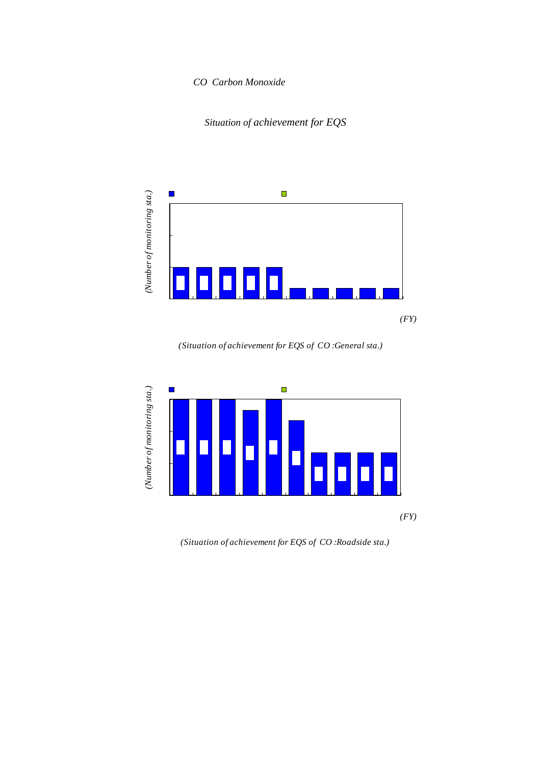*CO Carbon Monoxide*

*Situation of achievement for EQS*

*(Number of monitoring sta.)*

*(FY)*

*(Situation of achievement for EQS of CO :General sta.)*

*(Number of monitoring sta.)*

*(FY)*

*(Situation of achievement for EQS of CO :Roadside sta.)*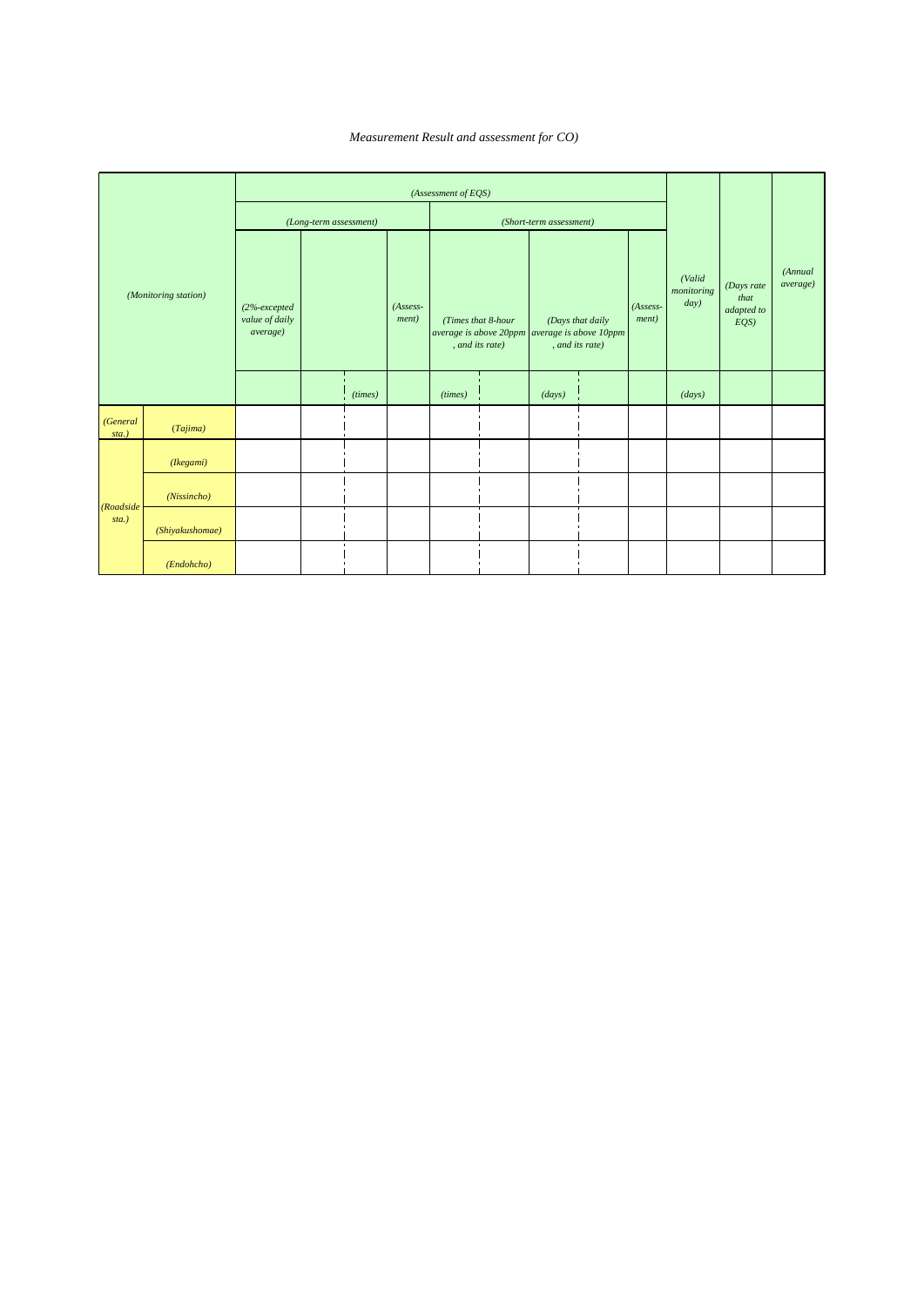*Measurement Result and assessment for CO)*

| *(Monitoring station)* | | *(Assessment of EQS)* | | | | | | | | | *(Valid monitoring day)* | *(Days rate that adapted to EQS)* | *(Annual average)* |
|---|---|---|---|---|---|---|---|---|---|---|---|---|---|
| | | *(Long-term assessment)* | | | | *(Short-term assessment)* | | | | | | | |
| | | *(2%-excepted value of daily average)* | | | *(Assess-ment)* | *(Times that 8-hour average is above 20ppm , and its rate)* | | *(Days that daily average is above 10ppm , and its rate)* | | *(Assess-ment)* | | | |
| | | | | *(times)* | | *(times)* | | *(days)* | | | *(days)* | | |
| *(General sta.)* | *(Tajima)* | | | | | | | | | | | | |
| *(Roadside sta.)* | *(Ikegami)* | | | | | | | | | | | | |
| | *(Nissincho)* | | | | | | | | | | | | |
| | *(Shiyakushomae)* | | | | | | | | | | | | |
| | *(Endohcho)* | | | | | | | | | | | | |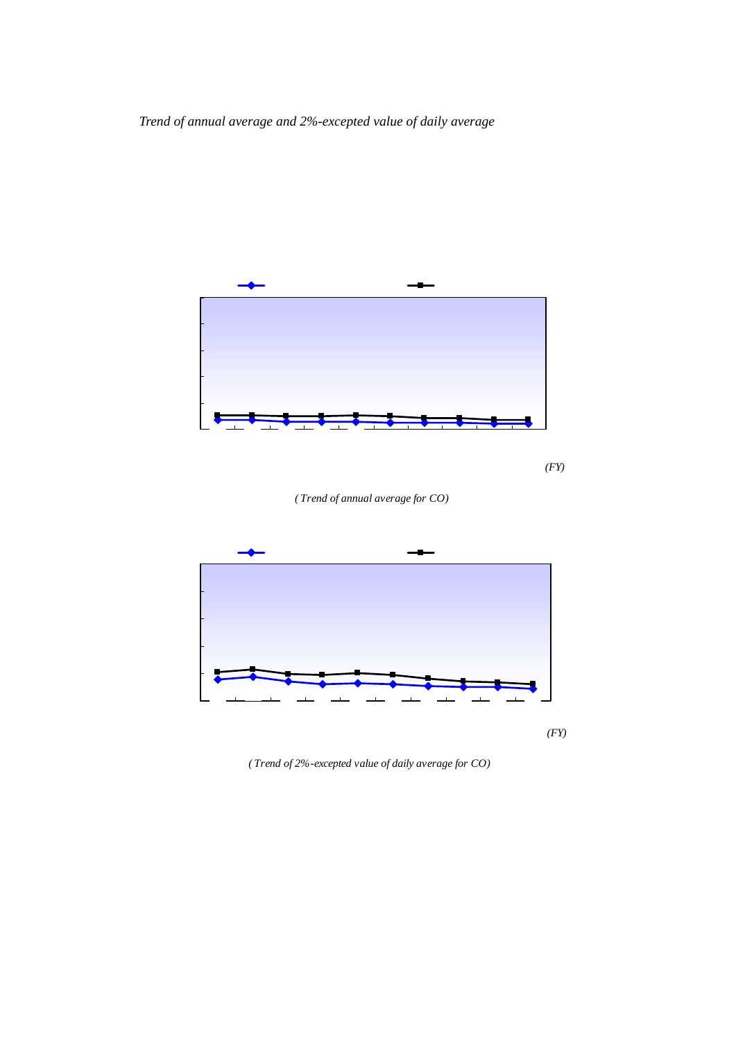*Trend of annual average and 2%-excepted value of daily average*

*(FY)*

*( Trend of annual average for CO)*

*(FY)*

*( Trend of 2%-excepted value of daily average for CO)*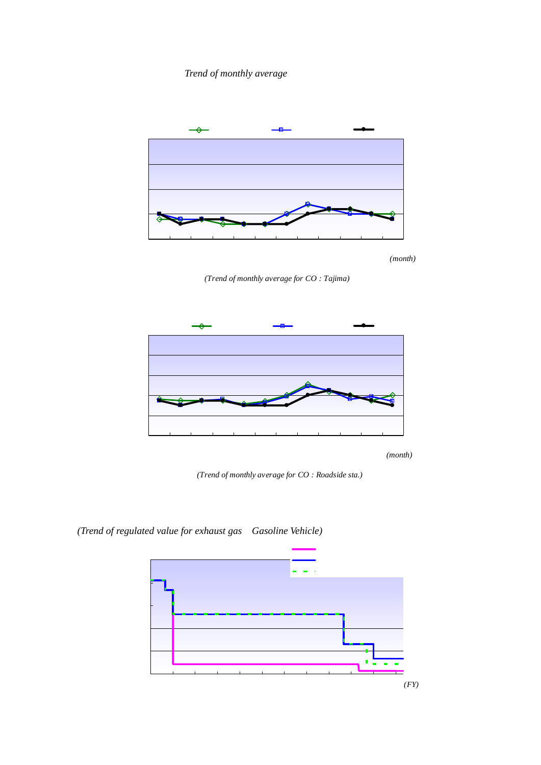*Trend of monthly average*

*(month)*

*(Trend of monthly average for CO : Tajima)*

*(month)*

*(Trend of monthly average for CO : Roadside sta.)*

*(Trend of regulated value for exhaust gas　Gasoline Vehicle)*

*(FY)*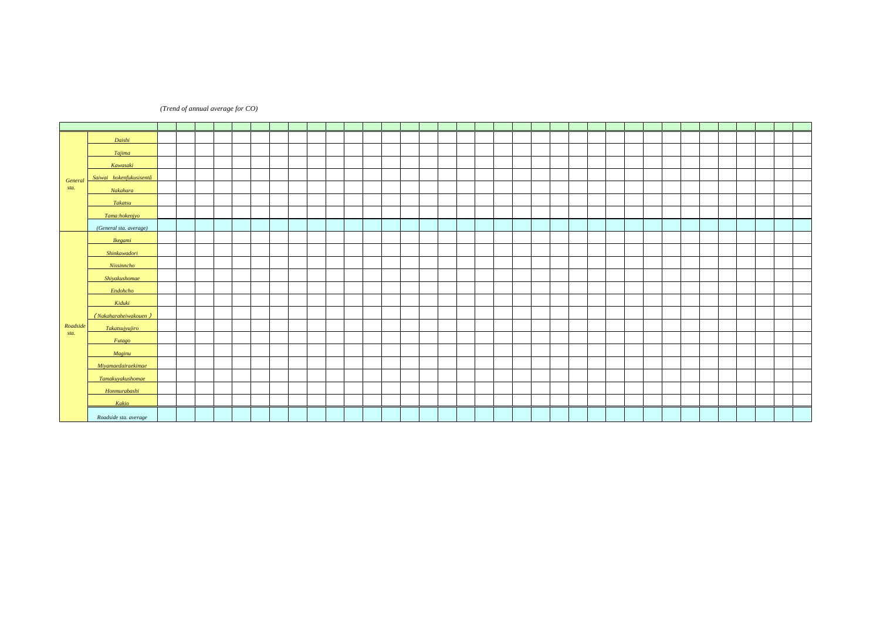*(Trend of annual average for CO)*

| | | | | | | | | | | | | | | | | | | | | | | | | | | | | | | | | | | | | |
|---|---|---|---|---|---|---|---|---|---|---|---|---|---|---|---|---|---|---|---|---|---|---|---|---|---|---|---|---|---|---|---|---|---|---|---|---|
| *General sta.* | *Daishi* | | | | | | | | | | | | | | | | | | | | | | | | | | | | | | | | | | | |
| | *Tajima* | | | | | | | | | | | | | | | | | | | | | | | | | | | | | | | | | | | |
| | *Kawasaki* | | | | | | | | | | | | | | | | | | | | | | | | | | | | | | | | | | | |
| | *Saiwai　hokenfukusisentâ* | | | | | | | | | | | | | | | | | | | | | | | | | | | | | | | | | | | |
| | *Nakahara* | | | | | | | | | | | | | | | | | | | | | | | | | | | | | | | | | | | |
| | *Takatsu* | | | | | | | | | | | | | | | | | | | | | | | | | | | | | | | | | | | |
| | *Tama:hokenjyo* | | | | | | | | | | | | | | | | | | | | | | | | | | | | | | | | | | | |
| | *(General sta. average)* | | | | | | | | | | | | | | | | | | | | | | | | | | | | | | | | | | | |
| *Roadside sta.* | *Ikegami* | | | | | | | | | | | | | | | | | | | | | | | | | | | | | | | | | | | |
| | *Shinkawadori* | | | | | | | | | | | | | | | | | | | | | | | | | | | | | | | | | | | |
| | *Nissinncho* | | | | | | | | | | | | | | | | | | | | | | | | | | | | | | | | | | | |
| | *Shiyakushomae* | | | | | | | | | | | | | | | | | | | | | | | | | | | | | | | | | | | |
| | *Endohcho* | | | | | | | | | | | | | | | | | | | | | | | | | | | | | | | | | | | |
| | *Kiduki* | | | | | | | | | | | | | | | | | | | | | | | | | | | | | | | | | | | |
| | *（Nakaharaheiwakouen）* | | | | | | | | | | | | | | | | | | | | | | | | | | | | | | | | | | | |
| | *Takatsujyujiro* | | | | | | | | | | | | | | | | | | | | | | | | | | | | | | | | | | | |
| | *Futago* | | | | | | | | | | | | | | | | | | | | | | | | | | | | | | | | | | | |
| | *Maginu* | | | | | | | | | | | | | | | | | | | | | | | | | | | | | | | | | | | |
| | *Miyamaedairaekimae* | | | | | | | | | | | | | | | | | | | | | | | | | | | | | | | | | | | |
| | *Tamakuyakushomae* | | | | | | | | | | | | | | | | | | | | | | | | | | | | | | | | | | | |
| | *Honmurabashi* | | | | | | | | | | | | | | | | | | | | | | | | | | | | | | | | | | | |
| | *Kakio* | | | | | | | | | | | | | | | | | | | | | | | | | | | | | | | | | | | |
| | *Roadside sta. average* | | | | | | | | | | | | | | | | | | | | | | | | | | | | | | | | | | | |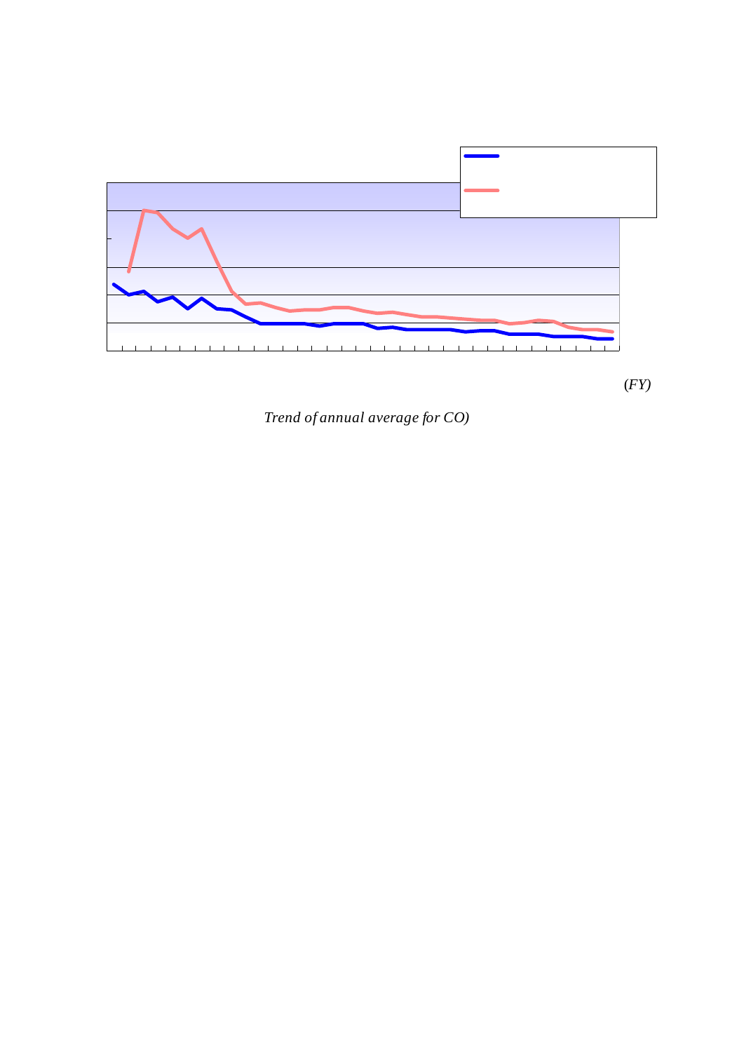(FY)

*Trend of annual average for CO)*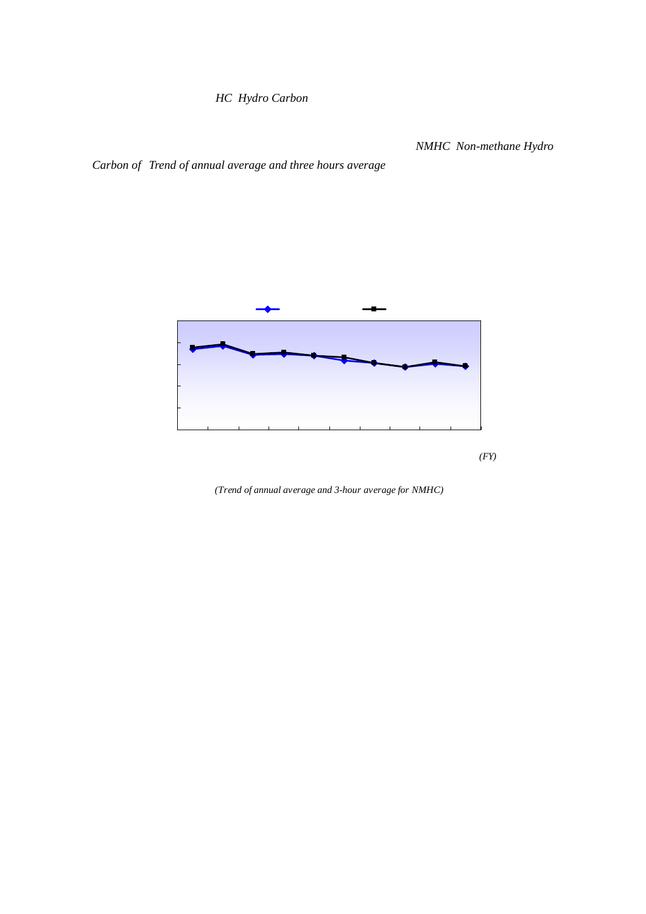HC Hydro Carbon

NMHC Non-methane Hydro Carbon of Trend of annual average and three hours average

(FY)

(Trend of annual average and 3-hour average for NMHC)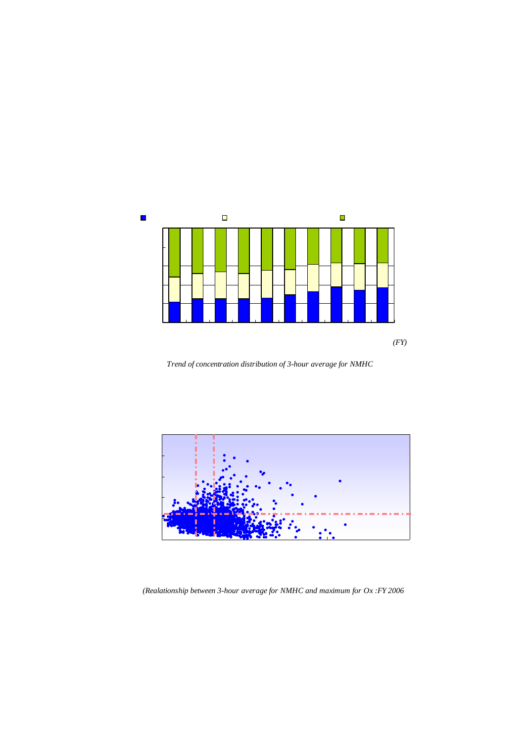(FY)

*Trend of concentration distribution of 3-hour average for NMHC*

*(Realationship between 3-hour average for NMHC and maximum for Ox :FY 2006*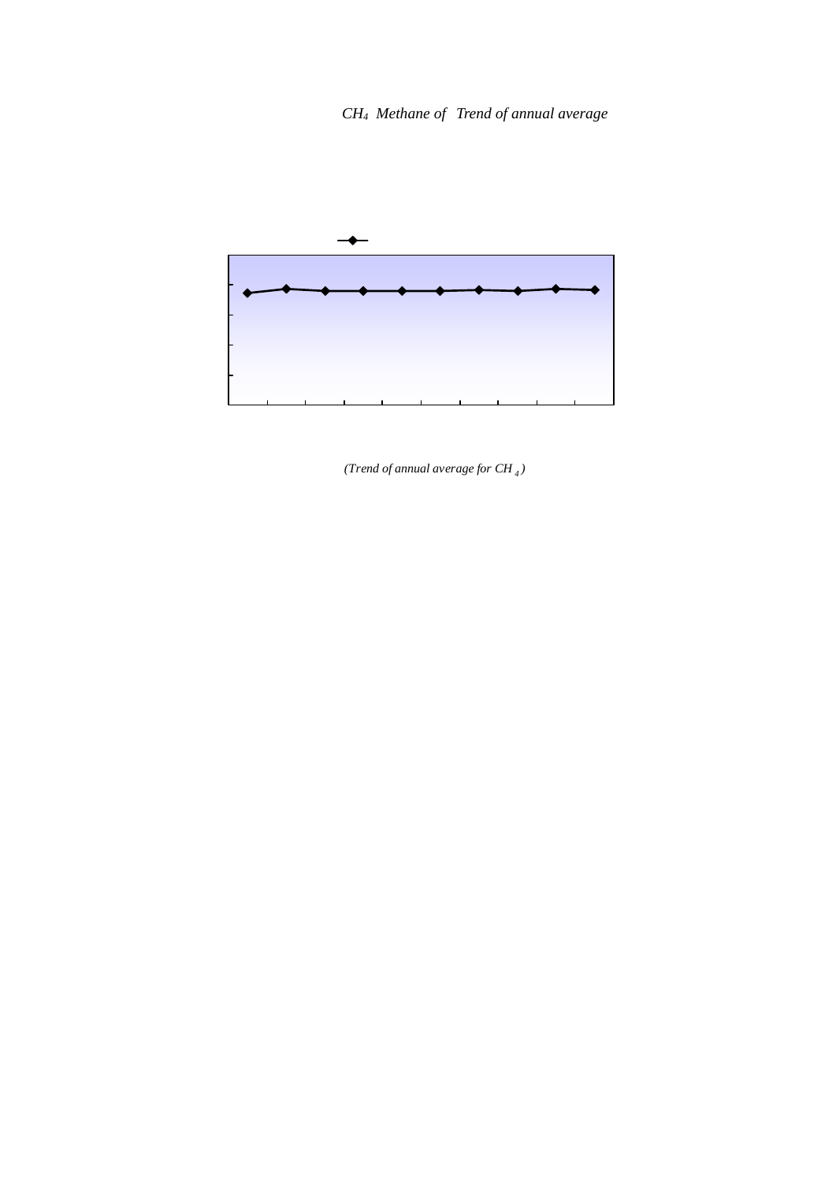*$CH_4$ Methane of Trend of annual average*

*(Trend of annual average for $CH_4$)*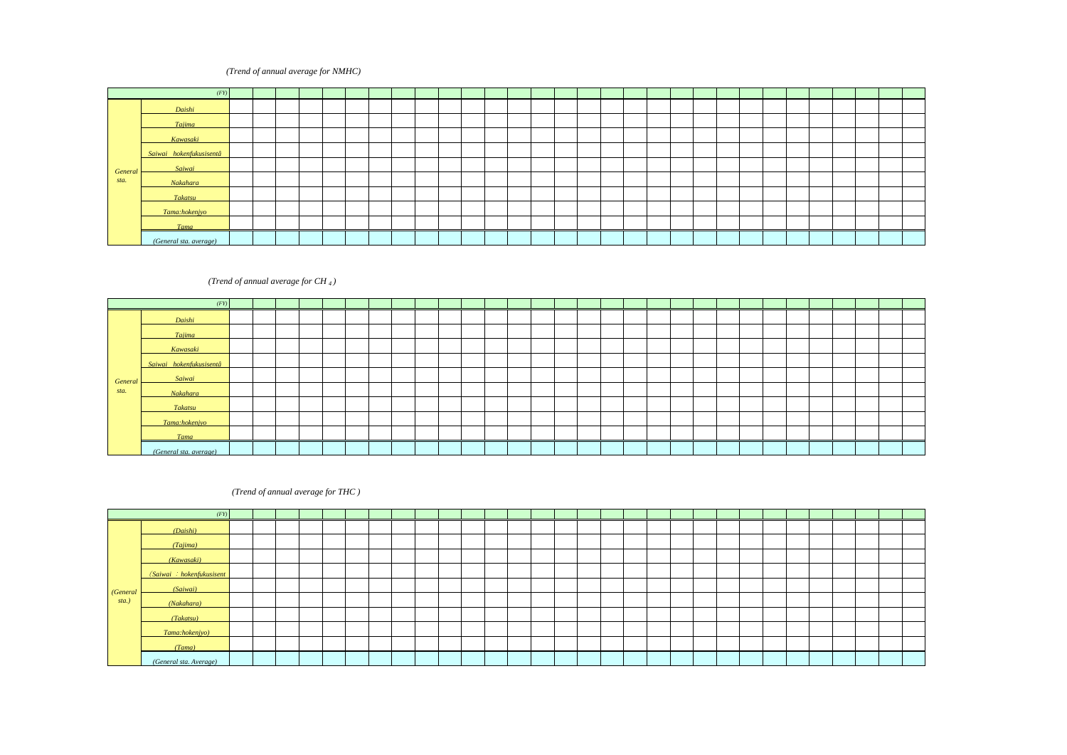*(Trend of annual average for NMHC)*

| | (FY) | | | | | | | | | | | | | | | | | | | | | | | | | | | | | | |
|---|---|---|---|---|---|---|---|---|---|---|---|---|---|---|---|---|---|---|---|---|---|---|---|---|---|---|---|---|---|---|---|
| General sta. | Daishi | | | | | | | | | | | | | | | | | | | | | | | | | | | | | | |
| | Tajima | | | | | | | | | | | | | | | | | | | | | | | | | | | | | | |
| | Kawasaki | | | | | | | | | | | | | | | | | | | | | | | | | | | | | | |
| | Saiwai hokenfukusisentâ | | | | | | | | | | | | | | | | | | | | | | | | | | | | | | |
| | Saiwai | | | | | | | | | | | | | | | | | | | | | | | | | | | | | | |
| | Nakahara | | | | | | | | | | | | | | | | | | | | | | | | | | | | | | |
| | Takatsu | | | | | | | | | | | | | | | | | | | | | | | | | | | | | | |
| | Tama:hokenjyo | | | | | | | | | | | | | | | | | | | | | | | | | | | | | | |
| | Tama | | | | | | | | | | | | | | | | | | | | | | | | | | | | | | |
| | (General sta. average) | | | | | | | | | | | | | | | | | | | | | | | | | | | | | | |

*(Trend of annual average for $CH_4$)*

| | (FY) | | | | | | | | | | | | | | | | | | | | | | | | | | | | | | |
|---|---|---|---|---|---|---|---|---|---|---|---|---|---|---|---|---|---|---|---|---|---|---|---|---|---|---|---|---|---|---|---|
| General sta. | Daishi | | | | | | | | | | | | | | | | | | | | | | | | | | | | | | |
| | Tajima | | | | | | | | | | | | | | | | | | | | | | | | | | | | | | |
| | Kawasaki | | | | | | | | | | | | | | | | | | | | | | | | | | | | | | |
| | Saiwai hokenfukusisentâ | | | | | | | | | | | | | | | | | | | | | | | | | | | | | | |
| | Saiwai | | | | | | | | | | | | | | | | | | | | | | | | | | | | | | |
| | Nakahara | | | | | | | | | | | | | | | | | | | | | | | | | | | | | | |
| | Takatsu | | | | | | | | | | | | | | | | | | | | | | | | | | | | | | |
| | Tama:hokenjyo | | | | | | | | | | | | | | | | | | | | | | | | | | | | | | |
| | Tama | | | | | | | | | | | | | | | | | | | | | | | | | | | | | | |
| | (General sta. average) | | | | | | | | | | | | | | | | | | | | | | | | | | | | | | |

*(Trend of annual average for THC )*

| | (FY) | | | | | | | | | | | | | | | | | | | | | | | | | | | | | | |
|---|---|---|---|---|---|---|---|---|---|---|---|---|---|---|---|---|---|---|---|---|---|---|---|---|---|---|---|---|---|---|---|
| (General sta.) | (Daishi) | | | | | | | | | | | | | | | | | | | | | | | | | | | | | | |
| | (Tajima) | | | | | | | | | | | | | | | | | | | | | | | | | | | | | | |
| | (Kawasaki) | | | | | | | | | | | | | | | | | | | | | | | | | | | | | | |
| | (Saiwai ：hokenfukusisent | | | | | | | | | | | | | | | | | | | | | | | | | | | | | | |
| | (Saiwai) | | | | | | | | | | | | | | | | | | | | | | | | | | | | | | |
| | (Nakahara) | | | | | | | | | | | | | | | | | | | | | | | | | | | | | | |
| | (Takatsu) | | | | | | | | | | | | | | | | | | | | | | | | | | | | | | |
| | Tama:hokenjyo) | | | | | | | | | | | | | | | | | | | | | | | | | | | | | | |
| | (Tama) | | | | | | | | | | | | | | | | | | | | | | | | | | | | | | |
| | (General sta. Average) | | | | | | | | | | | | | | | | | | | | | | | | | | | | | | |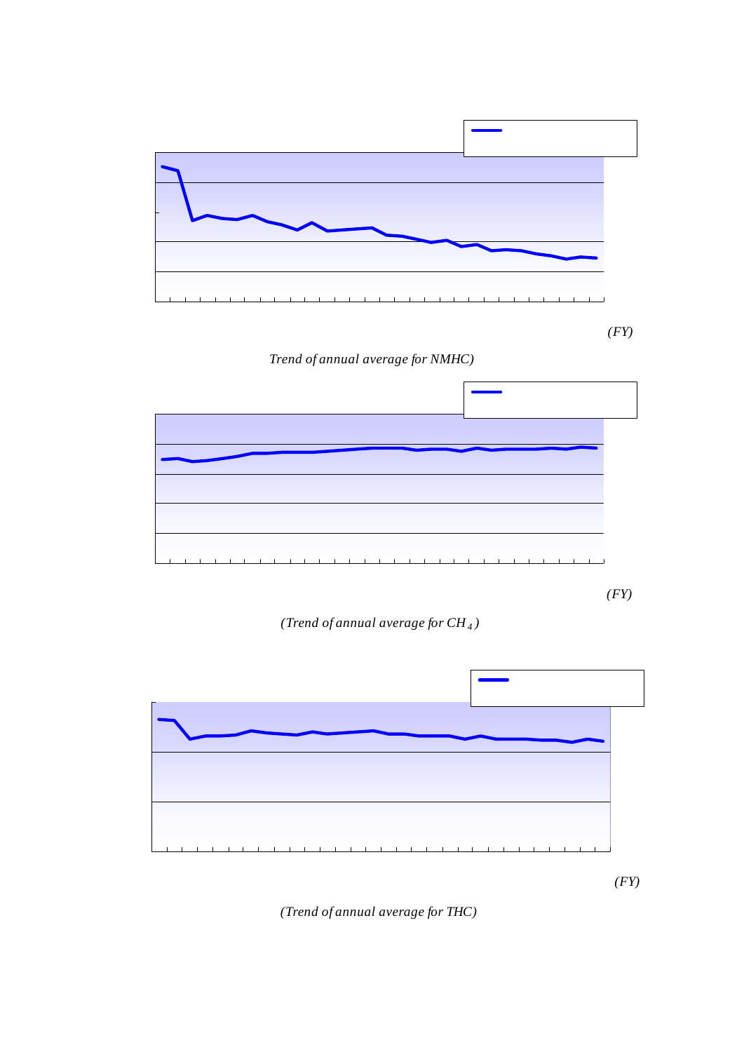(FY)

Trend of annual average for NMHC)

(FY)

(Trend of annual average for $CH_4$)

(FY)

(Trend of annual average for THC)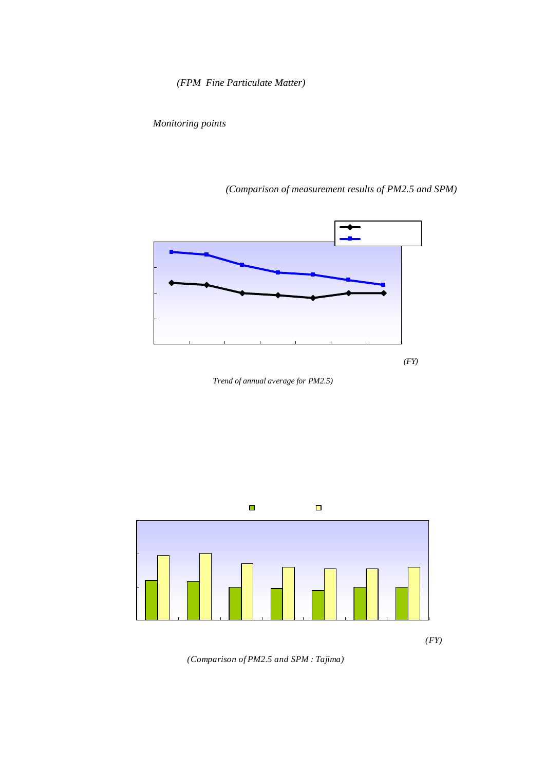*(FPM Fine Particulate Matter)*

*Monitoring points*

*(Comparison of measurement results of PM2.5 and SPM)*

*(FY)*

*Trend of annual average for PM2.5)*

*(FY)*

*(Comparison of PM2.5 and SPM : Tajima)*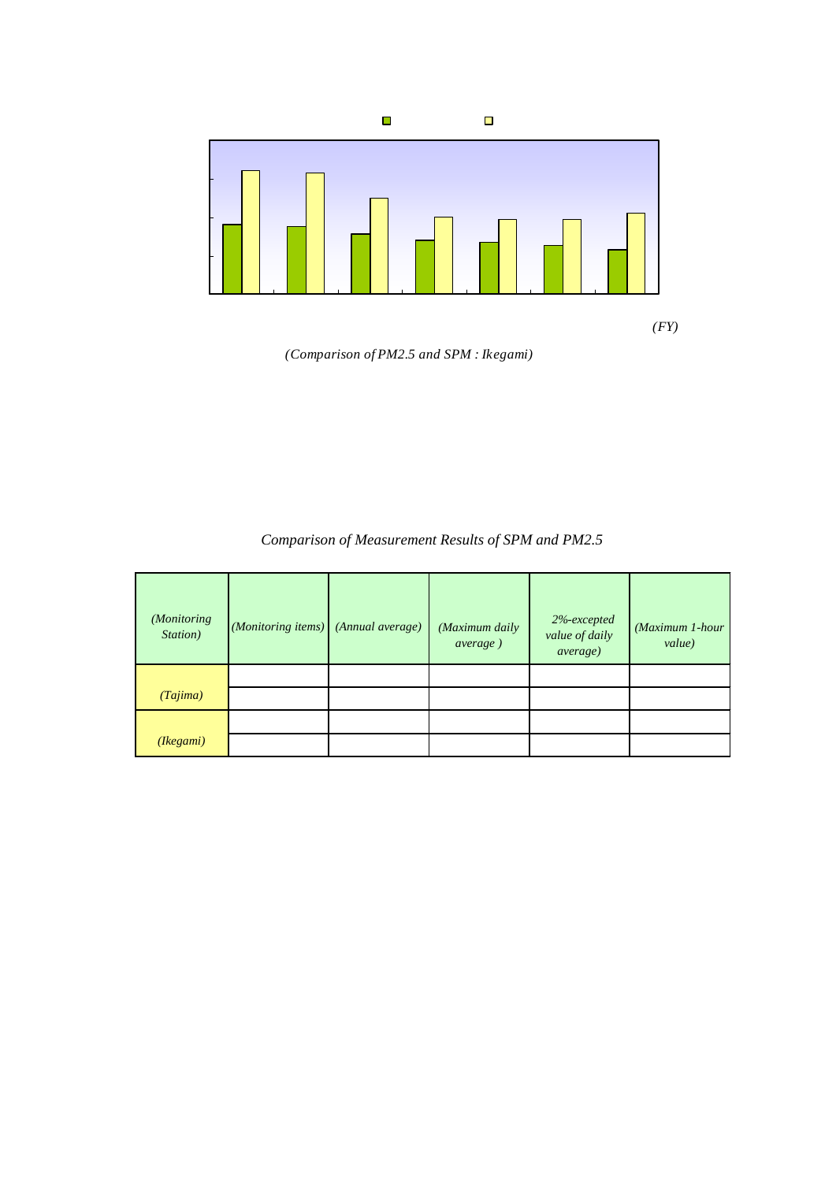(FY)

(Comparison of PM2.5 and SPM : Ikegami)

*Comparison of Measurement Results of SPM and PM2.5*

| (Monitoring Station) | (Monitoring items) | (Annual average) | (Maximum daily average ) | 2%-excepted value of daily average) | (Maximum 1-hour value) |
|---|---|---|---|---|---|
| (Tajima) | | | | | |
| | | | | | |
| (Ikegami) | | | | | |
| | | | | | |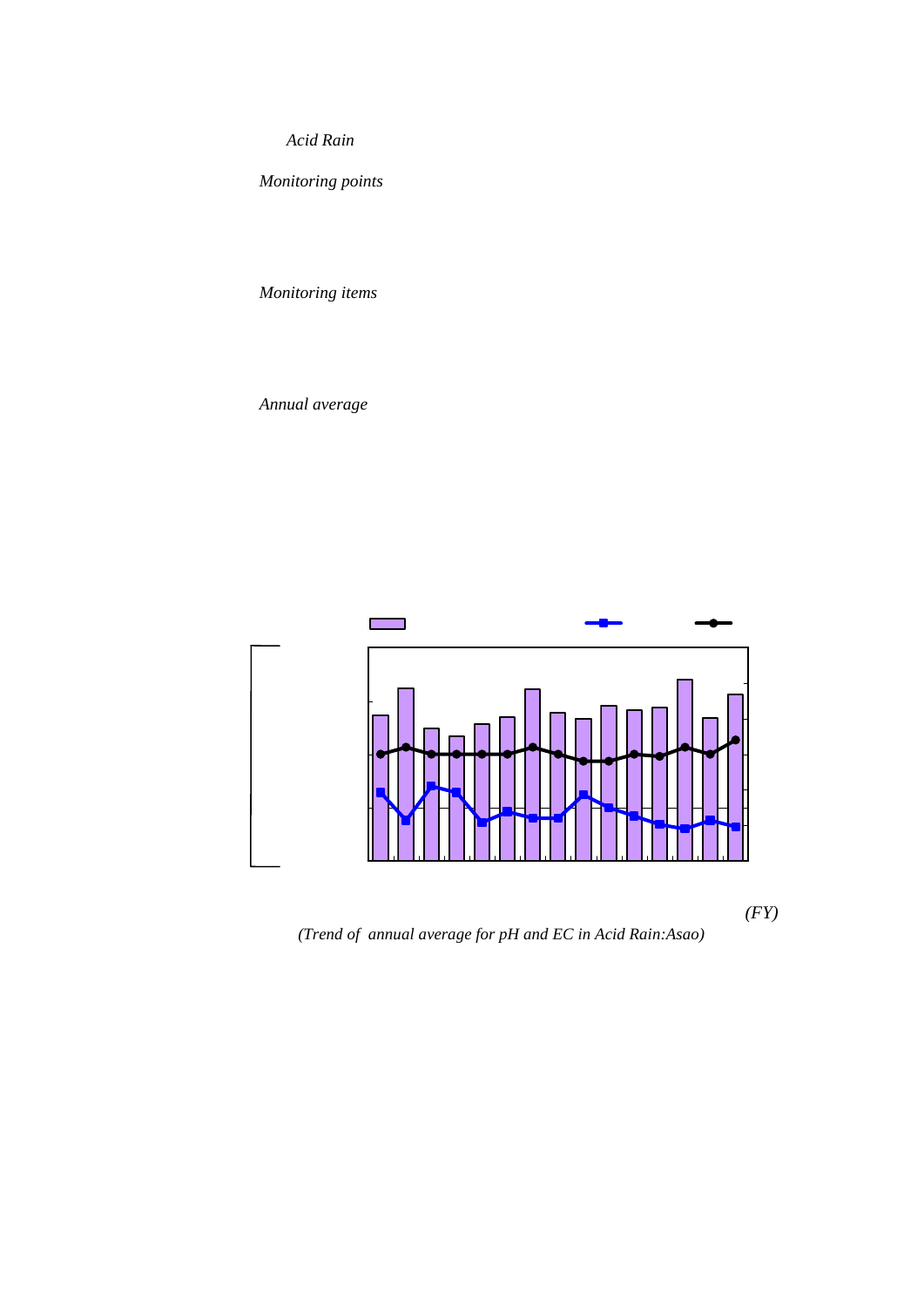*Acid Rain*

*Monitoring points*

*Monitoring items*

*Annual average*

*(FY)*

*(Trend of annual average for pH and EC in Acid Rain:Asao)*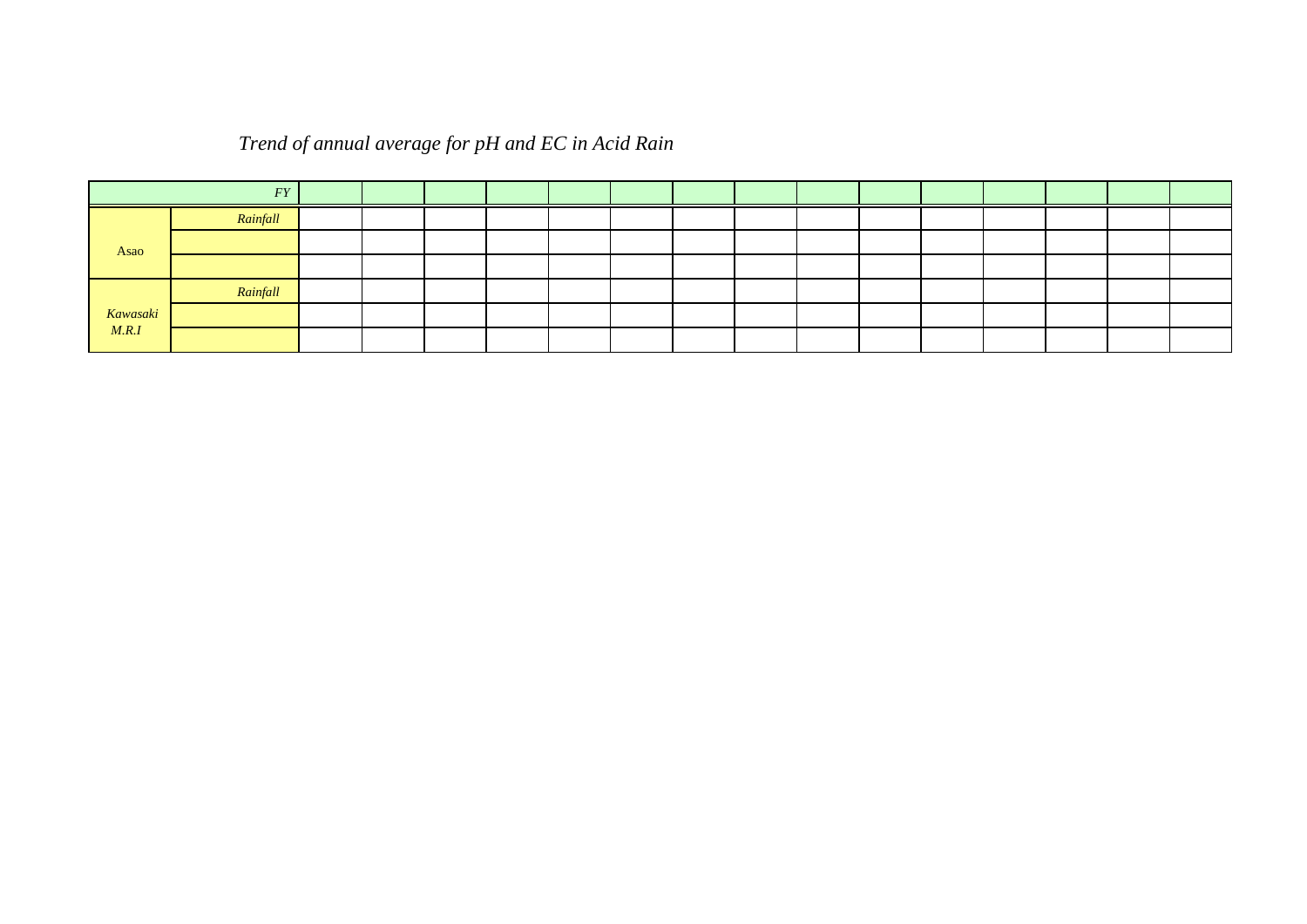*Trend of annual average for pH and EC in Acid Rain*

| | *FY* | | | | | | | | | | | | | | | |
|---|---|---|---|---|---|---|---|---|---|---|---|---|---|---|---|---|
| Asao | *Rainfall* | | | | | | | | | | | | | | | |
| | | | | | | | | | | | | | | | | |
| | | | | | | | | | | | | | | | | |
| *Kawasaki M.R.I* | *Rainfall* | | | | | | | | | | | | | | | |
| | | | | | | | | | | | | | | | | |
| | | | | | | | | | | | | | | | | |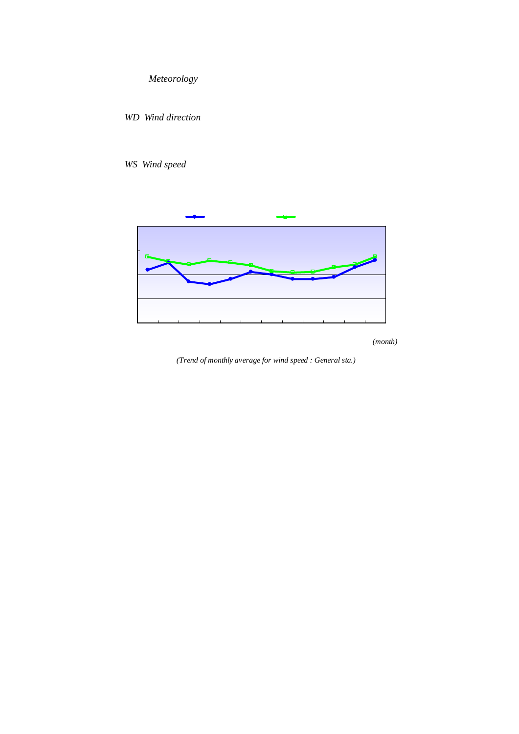*Meteorology*

*WD Wind direction*

*WS Wind speed*

*(month)*

*(Trend of monthly average for wind speed : General sta.)*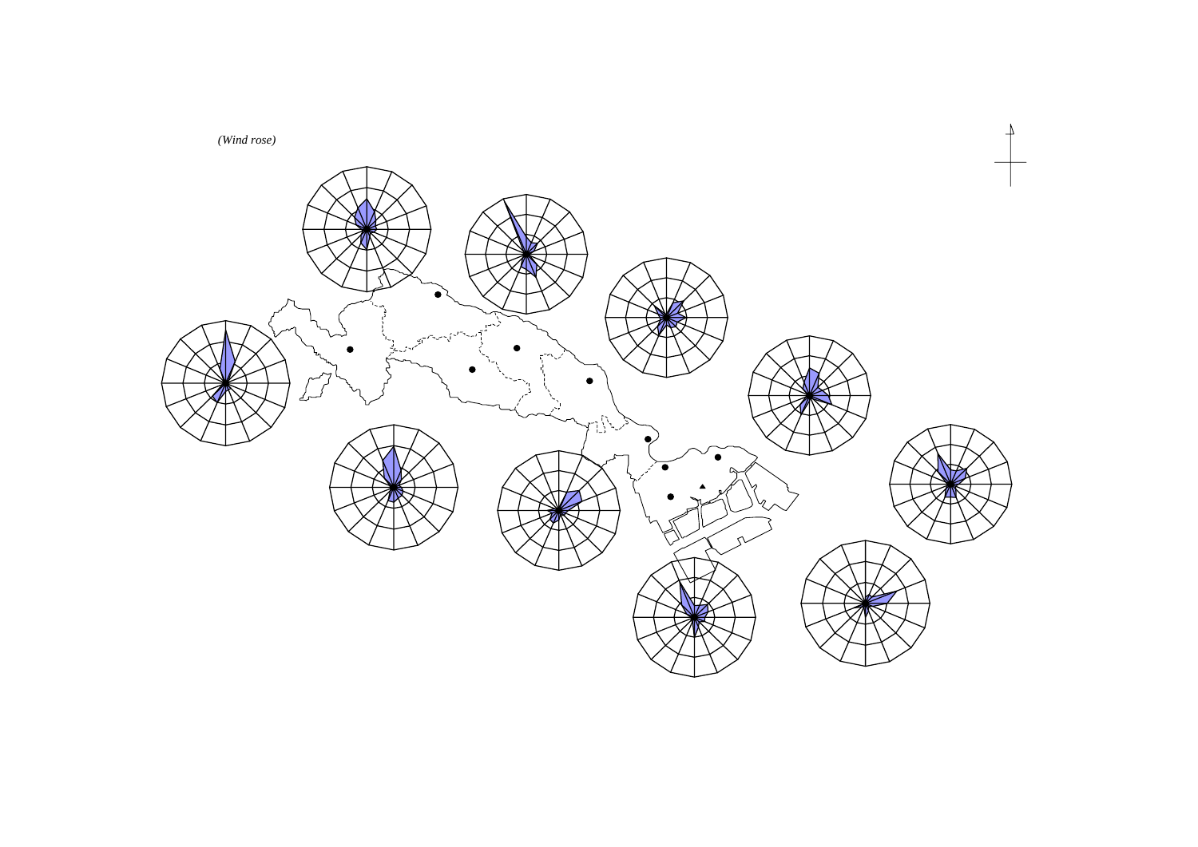*(Wind rose)*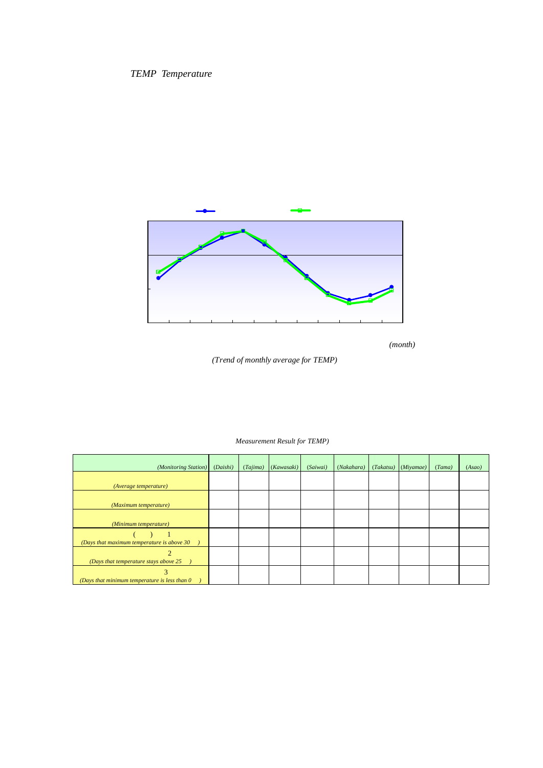*TEMP Temperature*

*(month)*

*(Trend of monthly average for TEMP)*

*Measurement Result for TEMP)*

| *(Monitoring Station)* | *(Daishi)* | *(Tajima)* | *(Kawasaki)* | *(Saiwai)* | *(Nakahara)* | *(Takatsu)* | *(Miyamae)* | *(Tama)* | *(Asao)* |
|---|---|---|---|---|---|---|---|---|---|
| *(Average temperature)* | | | | | | | | | |
| *(Maximum temperature)* | | | | | | | | | |
| *(Minimum temperature)* | | | | | | | | | |
| ( ) 1 *(Days that maximum temperature is above 30 )* | | | | | | | | | |
| 2 *(Days that temperature stays above 25 )* | | | | | | | | | |
| 3 *(Days that minimum temperature is less than 0 )* | | | | | | | | | |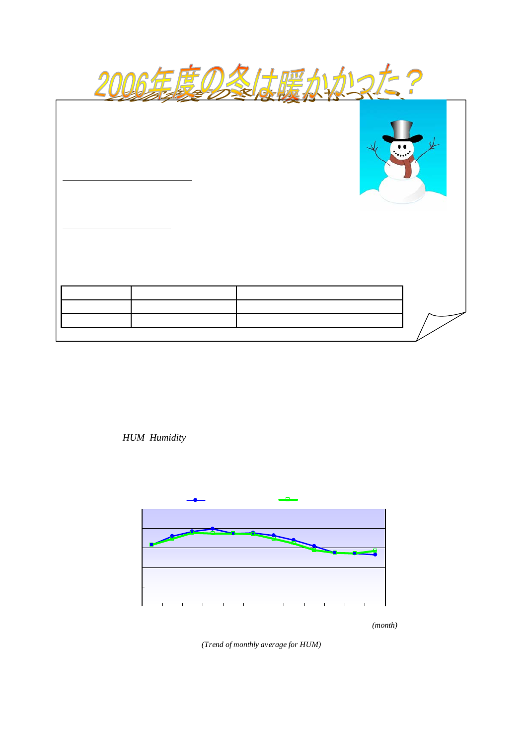# 2006年度の冬は暖かかった？

| | | |
|---|---|---|
| | | |
| | | |

*HUM Humidity*

*(month)*

*(Trend of monthly average for HUM)*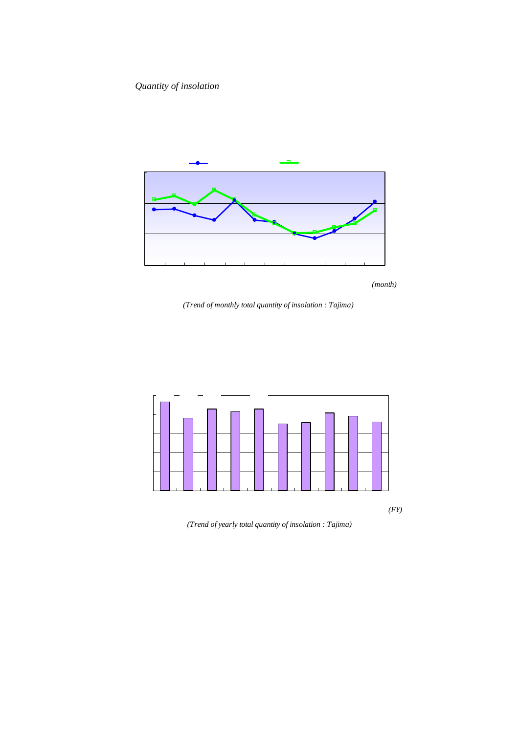*Quantity of insolation*

*(month)*

*(Trend of monthly total quantity of insolation : Tajima)*

*(FY)*

*(Trend of yearly total quantity of insolation : Tajima)*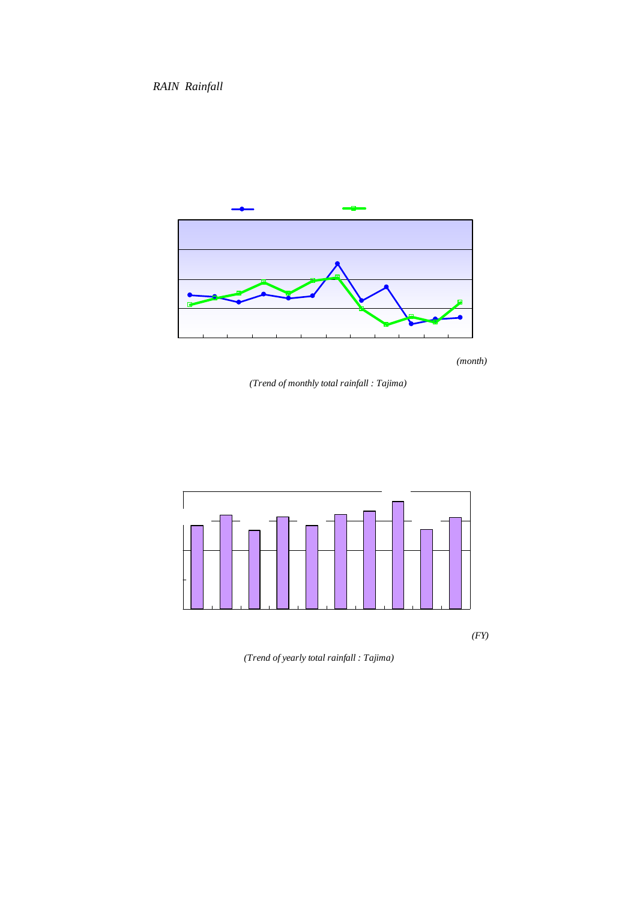*RAIN Rainfall*

*(month)*

*(Trend of monthly total rainfall : Tajima)*

*(FY)*

*(Trend of yearly total rainfall : Tajima)*